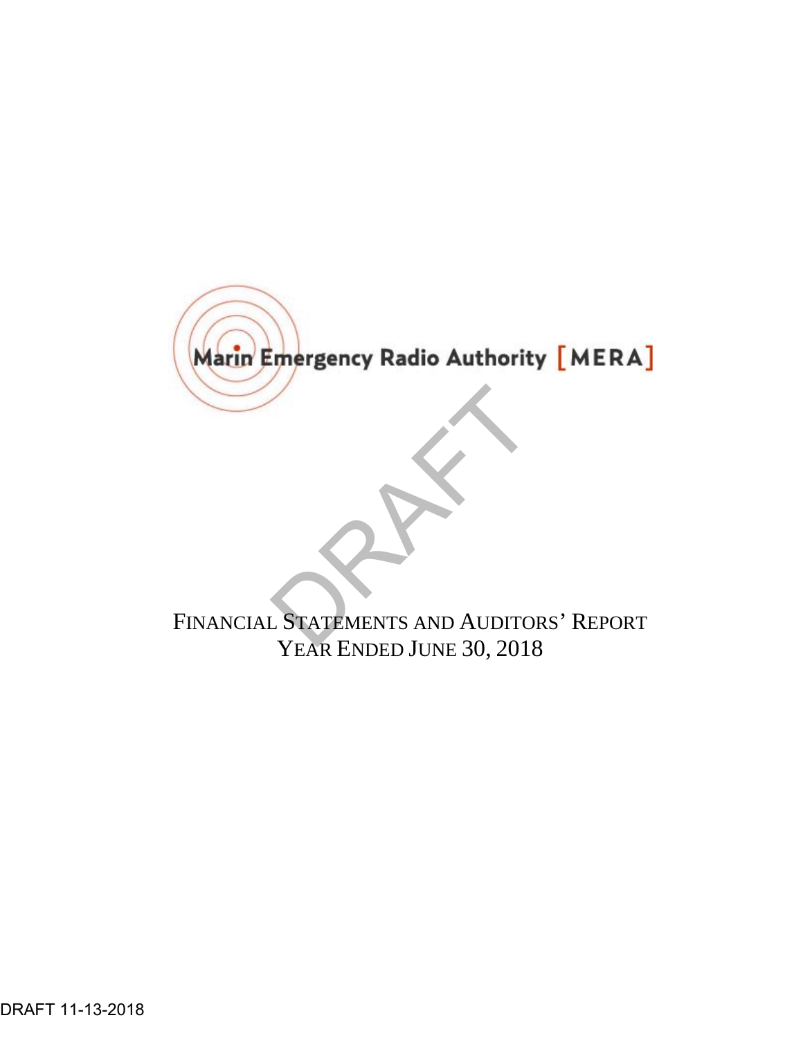Marin Emergency Radio Authority [MERA]

DRAFT

# FINANCIAL STATEMENTS AND AUDITORS' REPORT

## YEAR ENDED JUNE 30, 2018

DRAFT 11-13-2018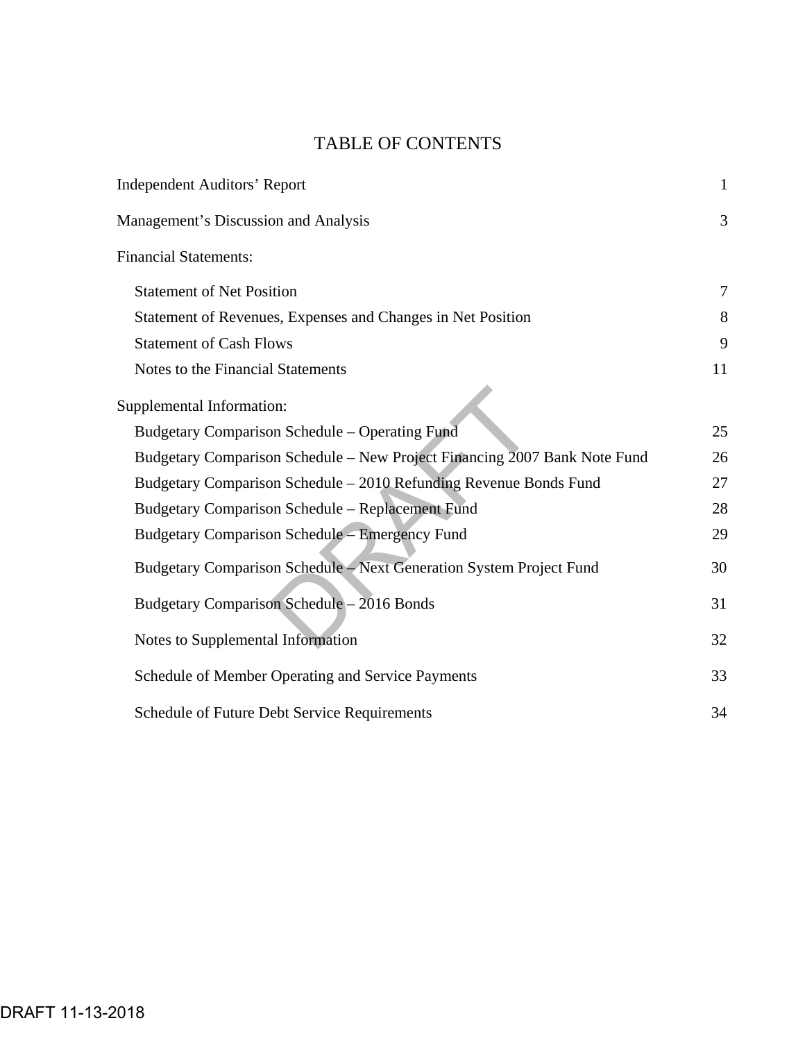# TABLE OF CONTENTS

| | |
|---|---|
| Independent Auditors' Report | 1 |
| Management's Discussion and Analysis | 3 |
| Financial Statements: | |
| Statement of Net Position | 7 |
| Statement of Revenues, Expenses and Changes in Net Position | 8 |
| Statement of Cash Flows | 9 |
| Notes to the Financial Statements | 11 |
| Supplemental Information: | |
| Budgetary Comparison Schedule – Operating Fund | 25 |
| Budgetary Comparison Schedule – New Project Financing 2007 Bank Note Fund | 26 |
| Budgetary Comparison Schedule – 2010 Refunding Revenue Bonds Fund | 27 |
| Budgetary Comparison Schedule – Replacement Fund | 28 |
| Budgetary Comparison Schedule – Emergency Fund | 29 |
| Budgetary Comparison Schedule – Next Generation System Project Fund | 30 |
| Budgetary Comparison Schedule – 2016 Bonds | 31 |
| Notes to Supplemental Information | 32 |
| Schedule of Member Operating and Service Payments | 33 |
| Schedule of Future Debt Service Requirements | 34 |

DRAFT 11-13-2018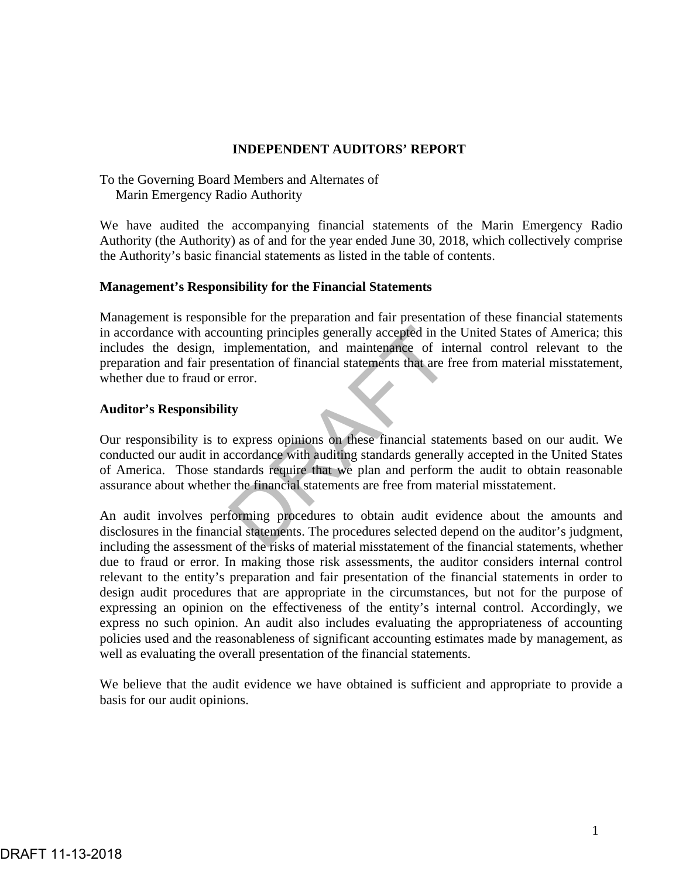## INDEPENDENT AUDITORS' REPORT

To the Governing Board Members and Alternates of
Marin Emergency Radio Authority

We have audited the accompanying financial statements of the Marin Emergency Radio Authority (the Authority) as of and for the year ended June 30, 2018, which collectively comprise the Authority's basic financial statements as listed in the table of contents.

### Management's Responsibility for the Financial Statements

Management is responsible for the preparation and fair presentation of these financial statements in accordance with accounting principles generally accepted in the United States of America; this includes the design, implementation, and maintenance of internal control relevant to the preparation and fair presentation of financial statements that are free from material misstatement, whether due to fraud or error.

### Auditor's Responsibility

Our responsibility is to express opinions on these financial statements based on our audit. We conducted our audit in accordance with auditing standards generally accepted in the United States of America. Those standards require that we plan and perform the audit to obtain reasonable assurance about whether the financial statements are free from material misstatement.

An audit involves performing procedures to obtain audit evidence about the amounts and disclosures in the financial statements. The procedures selected depend on the auditor's judgment, including the assessment of the risks of material misstatement of the financial statements, whether due to fraud or error. In making those risk assessments, the auditor considers internal control relevant to the entity's preparation and fair presentation of the financial statements in order to design audit procedures that are appropriate in the circumstances, but not for the purpose of expressing an opinion on the effectiveness of the entity's internal control. Accordingly, we express no such opinion. An audit also includes evaluating the appropriateness of accounting policies used and the reasonableness of significant accounting estimates made by management, as well as evaluating the overall presentation of the financial statements.

We believe that the audit evidence we have obtained is sufficient and appropriate to provide a basis for our audit opinions.

DRAFT 11-13-2018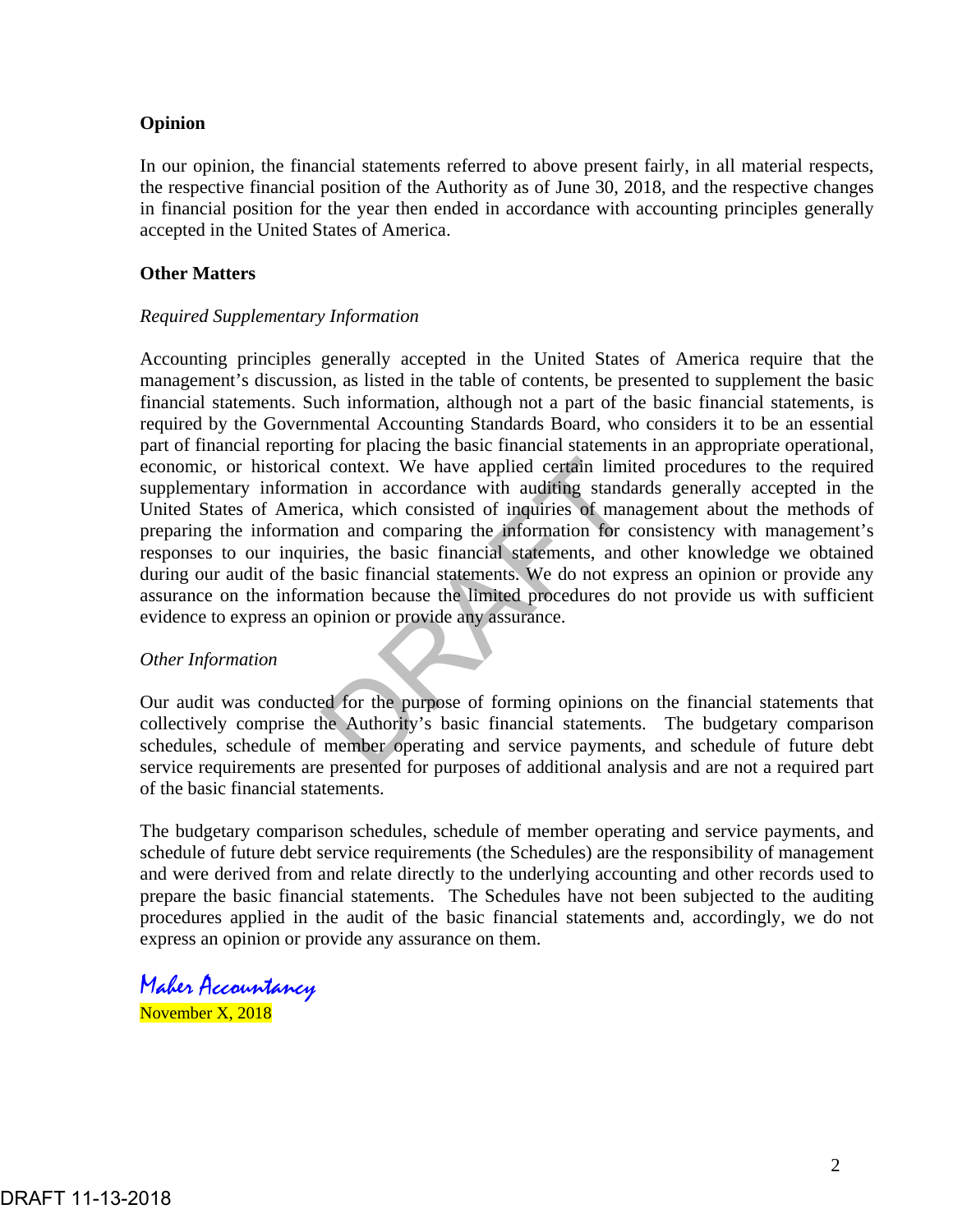**Opinion**

In our opinion, the financial statements referred to above present fairly, in all material respects, the respective financial position of the Authority as of June 30, 2018, and the respective changes in financial position for the year then ended in accordance with accounting principles generally accepted in the United States of America.

**Other Matters**

*Required Supplementary Information*

Accounting principles generally accepted in the United States of America require that the management's discussion, as listed in the table of contents, be presented to supplement the basic financial statements. Such information, although not a part of the basic financial statements, is required by the Governmental Accounting Standards Board, who considers it to be an essential part of financial reporting for placing the basic financial statements in an appropriate operational, economic, or historical context. We have applied certain limited procedures to the required supplementary information in accordance with auditing standards generally accepted in the United States of America, which consisted of inquiries of management about the methods of preparing the information and comparing the information for consistency with management's responses to our inquiries, the basic financial statements, and other knowledge we obtained during our audit of the basic financial statements. We do not express an opinion or provide any assurance on the information because the limited procedures do not provide us with sufficient evidence to express an opinion or provide any assurance.

*Other Information*

Our audit was conducted for the purpose of forming opinions on the financial statements that collectively comprise the Authority's basic financial statements. The budgetary comparison schedules, schedule of member operating and service payments, and schedule of future debt service requirements are presented for purposes of additional analysis and are not a required part of the basic financial statements.

The budgetary comparison schedules, schedule of member operating and service payments, and schedule of future debt service requirements (the Schedules) are the responsibility of management and were derived from and relate directly to the underlying accounting and other records used to prepare the basic financial statements. The Schedules have not been subjected to the auditing procedures applied in the audit of the basic financial statements and, accordingly, we do not express an opinion or provide any assurance on them.

Maher Accountancy

November X, 2018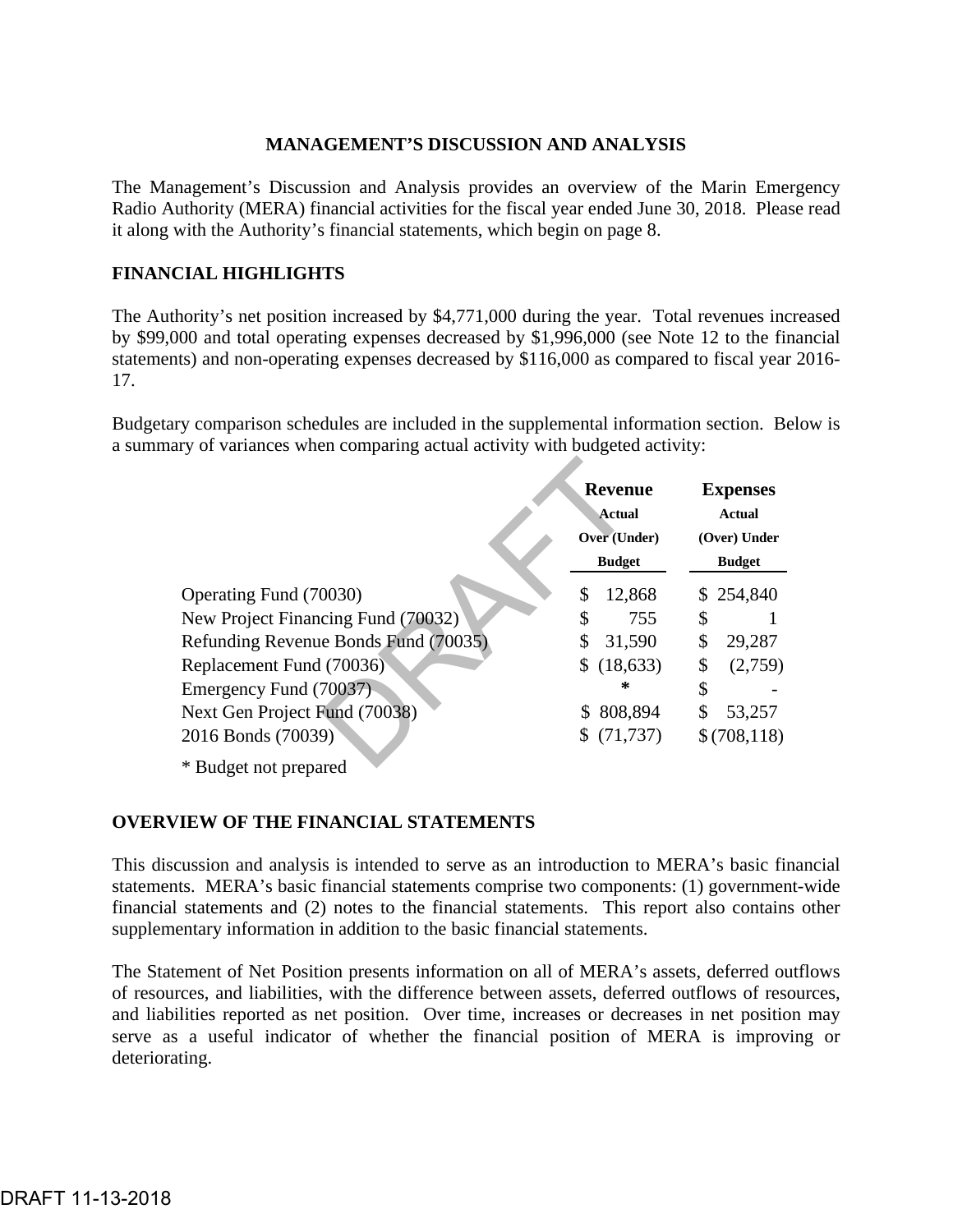## MANAGEMENT'S DISCUSSION AND ANALYSIS

The Management's Discussion and Analysis provides an overview of the Marin Emergency Radio Authority (MERA) financial activities for the fiscal year ended June 30, 2018. Please read it along with the Authority's financial statements, which begin on page 8.

### FINANCIAL HIGHLIGHTS

The Authority's net position increased by $4,771,000 during the year. Total revenues increased by $99,000 and total operating expenses decreased by $1,996,000 (see Note 12 to the financial statements) and non-operating expenses decreased by $116,000 as compared to fiscal year 2016-17.

Budgetary comparison schedules are included in the supplemental information section. Below is a summary of variances when comparing actual activity with budgeted activity:

| | Revenue | Expenses |
|---|---|---|
| | Actual Over (Under) Budget | Actual (Over) Under Budget |
| Operating Fund (70030) | $ 12,868 | $ 254,840 |
| New Project Financing Fund (70032) | $ 755 | $ 1 |
| Refunding Revenue Bonds Fund (70035) | $ 31,590 | $ 29,287 |
| Replacement Fund (70036) | $ (18,633) | $ (2,759) |
| Emergency Fund (70037) | * | $ - |
| Next Gen Project Fund (70038) | $ 808,894 | $ 53,257 |
| 2016 Bonds (70039) | $ (71,737) | $ (708,118) |

\* Budget not prepared

### OVERVIEW OF THE FINANCIAL STATEMENTS

This discussion and analysis is intended to serve as an introduction to MERA's basic financial statements. MERA's basic financial statements comprise two components: (1) government-wide financial statements and (2) notes to the financial statements. This report also contains other supplementary information in addition to the basic financial statements.

The Statement of Net Position presents information on all of MERA's assets, deferred outflows of resources, and liabilities, with the difference between assets, deferred outflows of resources, and liabilities reported as net position. Over time, increases or decreases in net position may serve as a useful indicator of whether the financial position of MERA is improving or deteriorating.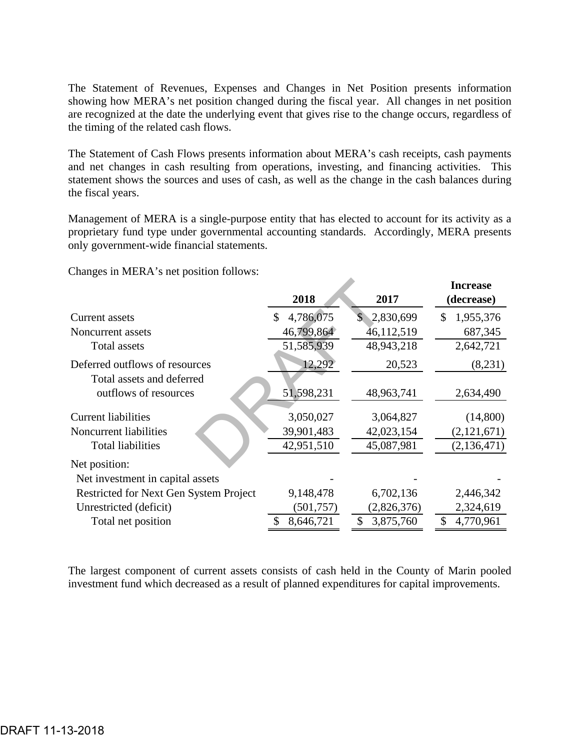The Statement of Revenues, Expenses and Changes in Net Position presents information showing how MERA's net position changed during the fiscal year. All changes in net position are recognized at the date the underlying event that gives rise to the change occurs, regardless of the timing of the related cash flows.

The Statement of Cash Flows presents information about MERA's cash receipts, cash payments and net changes in cash resulting from operations, investing, and financing activities. This statement shows the sources and uses of cash, as well as the change in the cash balances during the fiscal years.

Management of MERA is a single-purpose entity that has elected to account for its activity as a proprietary fund type under governmental accounting standards. Accordingly, MERA presents only government-wide financial statements.

Changes in MERA's net position follows:

| | 2018 | 2017 | Increase (decrease) |
|---|---|---|---|
| Current assets | $ 4,786,075 | $ 2,830,699 | $ 1,955,376 |
| Noncurrent assets | 46,799,864 | 46,112,519 | 687,345 |
| Total assets | 51,585,939 | 48,943,218 | 2,642,721 |
| Deferred outflows of resources | 12,292 | 20,523 | (8,231) |
| Total assets and deferred outflows of resources | 51,598,231 | 48,963,741 | 2,634,490 |
| Current liabilities | 3,050,027 | 3,064,827 | (14,800) |
| Noncurrent liabilities | 39,901,483 | 42,023,154 | (2,121,671) |
| Total liabilities | 42,951,510 | 45,087,981 | (2,136,471) |
| Net position: | | | |
| Net investment in capital assets | - | - | - |
| Restricted for Next Gen System Project | 9,148,478 | 6,702,136 | 2,446,342 |
| Unrestricted (deficit) | (501,757) | (2,826,376) | 2,324,619 |
| Total net position | $ 8,646,721 | $ 3,875,760 | $ 4,770,961 |

The largest component of current assets consists of cash held in the County of Marin pooled investment fund which decreased as a result of planned expenditures for capital improvements.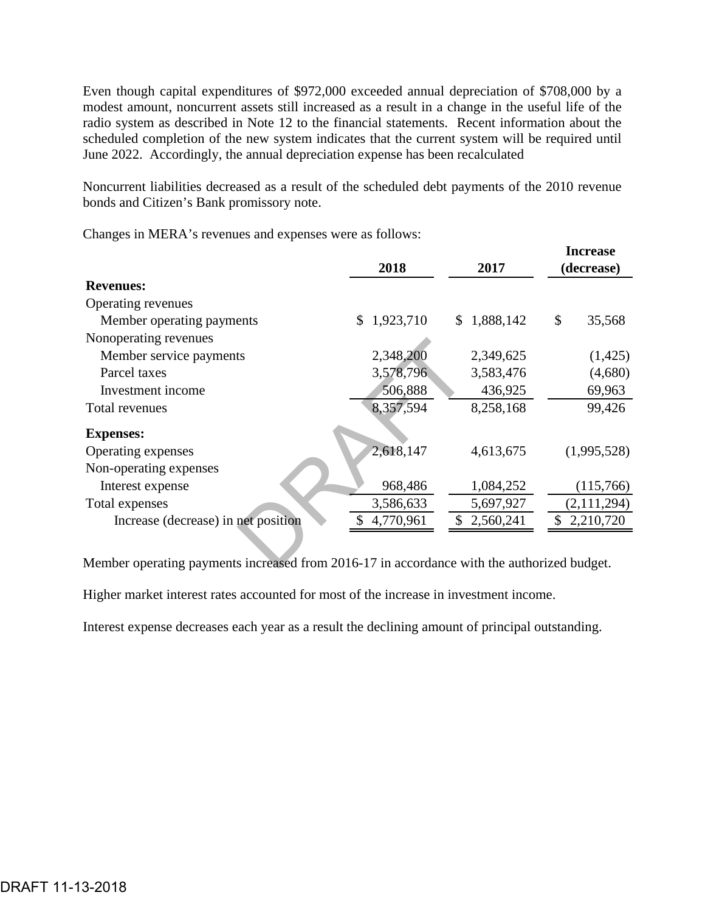Even though capital expenditures of $972,000 exceeded annual depreciation of $708,000 by a modest amount, noncurrent assets still increased as a result in a change in the useful life of the radio system as described in Note 12 to the financial statements. Recent information about the scheduled completion of the new system indicates that the current system will be required until June 2022. Accordingly, the annual depreciation expense has been recalculated

Noncurrent liabilities decreased as a result of the scheduled debt payments of the 2010 revenue bonds and Citizen's Bank promissory note.

Changes in MERA's revenues and expenses were as follows:

| | 2018 | 2017 | Increase (decrease) |
|---|---|---|---|
| **Revenues:** | | | |
| Operating revenues | | | |
| Member operating payments | $ 1,923,710 | $ 1,888,142 | $ 35,568 |
| Nonoperating revenues | | | |
| Member service payments | 2,348,200 | 2,349,625 | (1,425) |
| Parcel taxes | 3,578,796 | 3,583,476 | (4,680) |
| Investment income | 506,888 | 436,925 | 69,963 |
| Total revenues | 8,357,594 | 8,258,168 | 99,426 |
| **Expenses:** | | | |
| Operating expenses | 2,618,147 | 4,613,675 | (1,995,528) |
| Non-operating expenses | | | |
| Interest expense | 968,486 | 1,084,252 | (115,766) |
| Total expenses | 3,586,633 | 5,697,927 | (2,111,294) |
| Increase (decrease) in net position | $ 4,770,961 | $ 2,560,241 | $ 2,210,720 |

Member operating payments increased from 2016-17 in accordance with the authorized budget.

Higher market interest rates accounted for most of the increase in investment income.

Interest expense decreases each year as a result the declining amount of principal outstanding.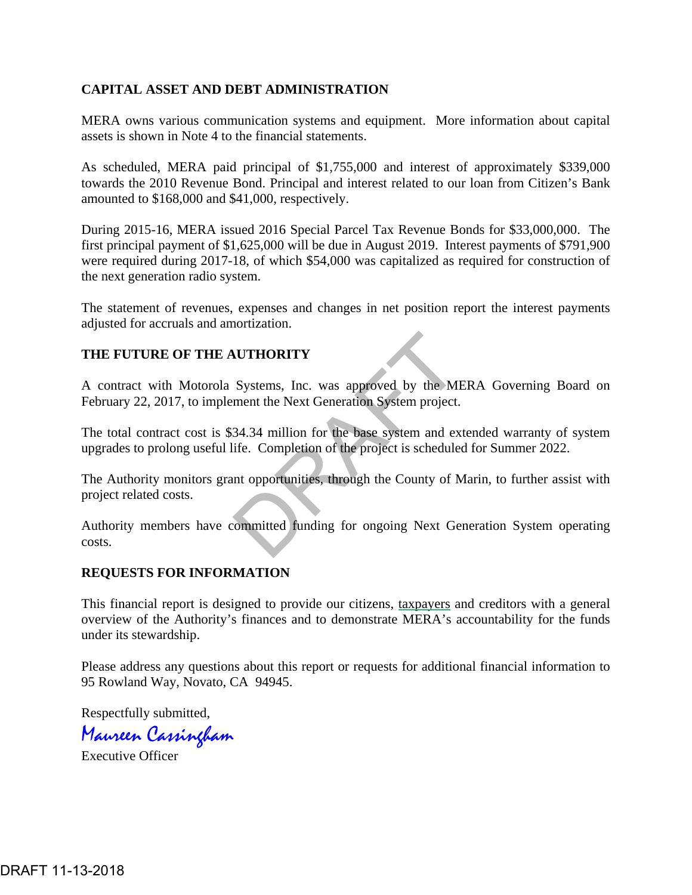## CAPITAL ASSET AND DEBT ADMINISTRATION

MERA owns various communication systems and equipment. More information about capital assets is shown in Note 4 to the financial statements.

As scheduled, MERA paid principal of $1,755,000 and interest of approximately $339,000 towards the 2010 Revenue Bond. Principal and interest related to our loan from Citizen's Bank amounted to $168,000 and $41,000, respectively.

During 2015-16, MERA issued 2016 Special Parcel Tax Revenue Bonds for $33,000,000. The first principal payment of $1,625,000 will be due in August 2019. Interest payments of $791,900 were required during 2017-18, of which $54,000 was capitalized as required for construction of the next generation radio system.

The statement of revenues, expenses and changes in net position report the interest payments adjusted for accruals and amortization.

## THE FUTURE OF THE AUTHORITY

A contract with Motorola Systems, Inc. was approved by the MERA Governing Board on February 22, 2017, to implement the Next Generation System project.

The total contract cost is $34.34 million for the base system and extended warranty of system upgrades to prolong useful life. Completion of the project is scheduled for Summer 2022.

The Authority monitors grant opportunities, through the County of Marin, to further assist with project related costs.

Authority members have committed funding for ongoing Next Generation System operating costs.

## REQUESTS FOR INFORMATION

This financial report is designed to provide our citizens, taxpayers and creditors with a general overview of the Authority's finances and to demonstrate MERA's accountability for the funds under its stewardship.

Please address any questions about this report or requests for additional financial information to 95 Rowland Way, Novato, CA 94945.

Respectfully submitted,

Maureen Cassingham

Executive Officer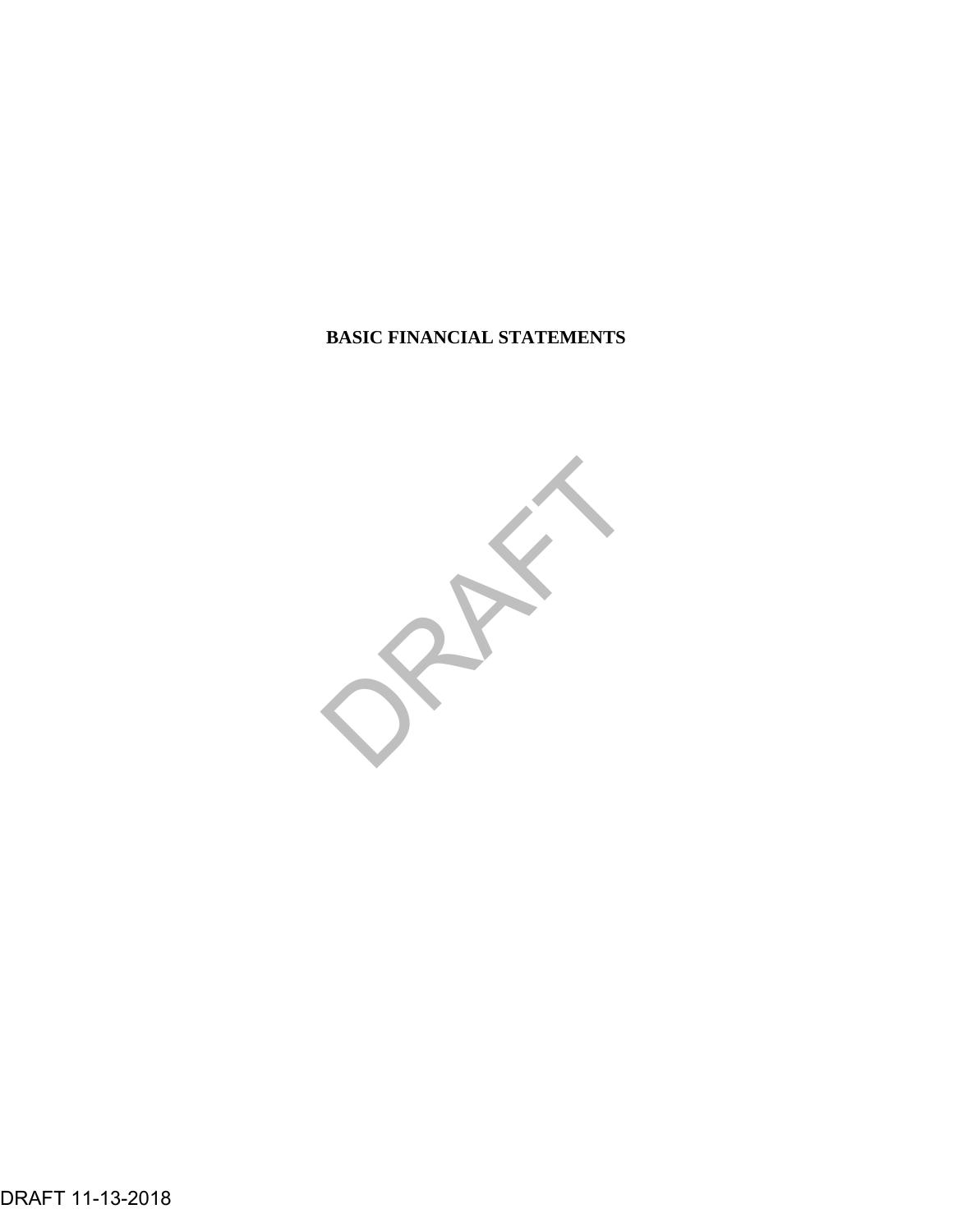# BASIC FINANCIAL STATEMENTS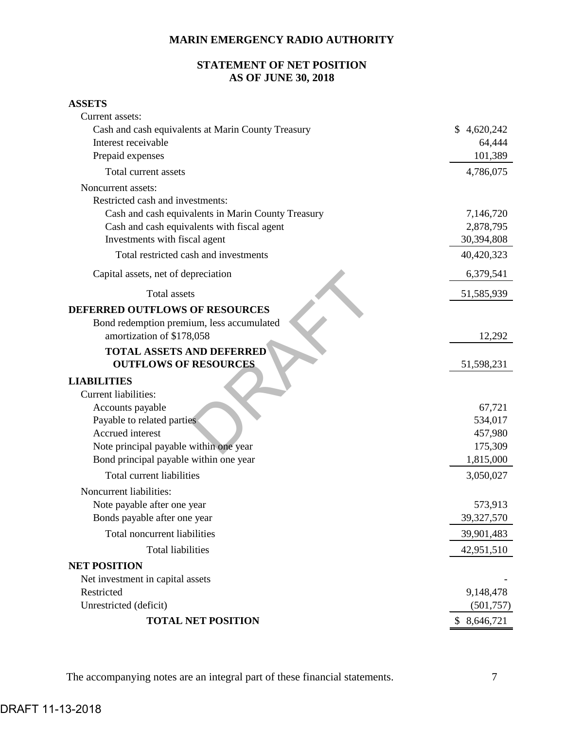# MARIN EMERGENCY RADIO AUTHORITY

## STATEMENT OF NET POSITION
## AS OF JUNE 30, 2018

| | |
|---|---|
| **ASSETS** | |
| Current assets: | |
| Cash and cash equivalents at Marin County Treasury | $ 4,620,242 |
| Interest receivable | 64,444 |
| Prepaid expenses | 101,389 |
| Total current assets | 4,786,075 |
| Noncurrent assets: | |
| Restricted cash and investments: | |
| Cash and cash equivalents in Marin County Treasury | 7,146,720 |
| Cash and cash equivalents with fiscal agent | 2,878,795 |
| Investments with fiscal agent | 30,394,808 |
| Total restricted cash and investments | 40,420,323 |
| Capital assets, net of depreciation | 6,379,541 |
| Total assets | 51,585,939 |
| **DEFERRED OUTFLOWS OF RESOURCES** | |
| Bond redemption premium, less accumulated amortization of $178,058 | 12,292 |
| **TOTAL ASSETS AND DEFERRED OUTFLOWS OF RESOURCES** | 51,598,231 |
| **LIABILITIES** | |
| Current liabilities: | |
| Accounts payable | 67,721 |
| Payable to related parties | 534,017 |
| Accrued interest | 457,980 |
| Note principal payable within one year | 175,309 |
| Bond principal payable within one year | 1,815,000 |
| Total current liabilities | 3,050,027 |
| Noncurrent liabilities: | |
| Note payable after one year | 573,913 |
| Bonds payable after one year | 39,327,570 |
| Total noncurrent liabilities | 39,901,483 |
| Total liabilities | 42,951,510 |
| **NET POSITION** | |
| Net investment in capital assets | - |
| Restricted | 9,148,478 |
| Unrestricted (deficit) | (501,757) |
| **TOTAL NET POSITION** | $ 8,646,721 |

The accompanying notes are an integral part of these financial statements.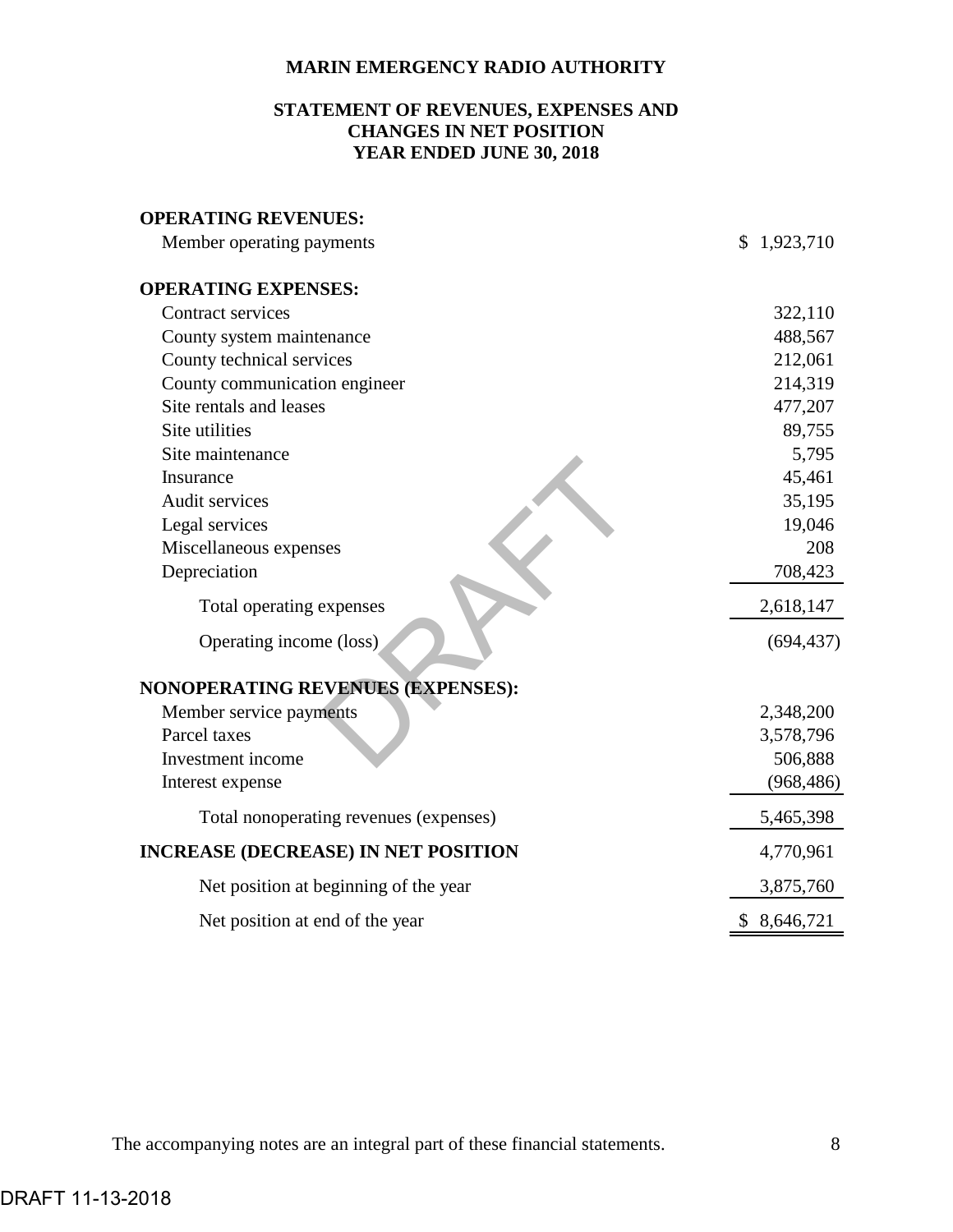# MARIN EMERGENCY RADIO AUTHORITY

## STATEMENT OF REVENUES, EXPENSES AND CHANGES IN NET POSITION YEAR ENDED JUNE 30, 2018

| | |
|---|---|
| **OPERATING REVENUES:** | |
| Member operating payments | $ 1,923,710 |
| **OPERATING EXPENSES:** | |
| Contract services | 322,110 |
| County system maintenance | 488,567 |
| County technical services | 212,061 |
| County communication engineer | 214,319 |
| Site rentals and leases | 477,207 |
| Site utilities | 89,755 |
| Site maintenance | 5,795 |
| Insurance | 45,461 |
| Audit services | 35,195 |
| Legal services | 19,046 |
| Miscellaneous expenses | 208 |
| Depreciation | 708,423 |
| Total operating expenses | 2,618,147 |
| Operating income (loss) | (694,437) |
| **NONOPERATING REVENUES (EXPENSES):** | |
| Member service payments | 2,348,200 |
| Parcel taxes | 3,578,796 |
| Investment income | 506,888 |
| Interest expense | (968,486) |
| Total nonoperating revenues (expenses) | 5,465,398 |
| **INCREASE (DECREASE) IN NET POSITION** | 4,770,961 |
| Net position at beginning of the year | 3,875,760 |
| Net position at end of the year | $ 8,646,721 |

The accompanying notes are an integral part of these financial statements.

DRAFT 11-13-2018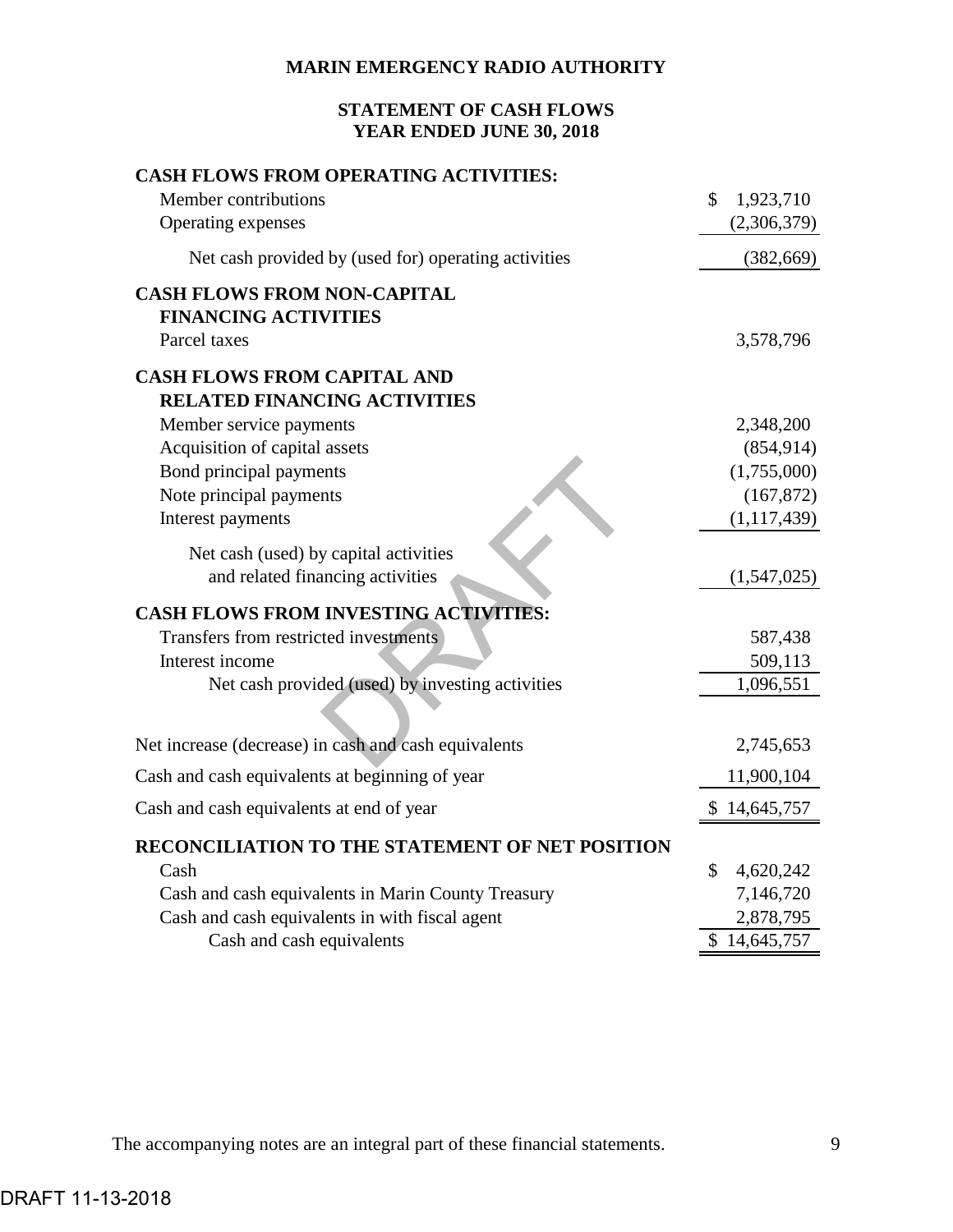# MARIN EMERGENCY RADIO AUTHORITY

## STATEMENT OF CASH FLOWS
## YEAR ENDED JUNE 30, 2018

| | |
|---|---|
| **CASH FLOWS FROM OPERATING ACTIVITIES:** | |
| Member contributions | $ 1,923,710 |
| Operating expenses | (2,306,379) |
| Net cash provided by (used for) operating activities | (382,669) |
| **CASH FLOWS FROM NON-CAPITAL FINANCING ACTIVITIES** | |
| Parcel taxes | 3,578,796 |
| **CASH FLOWS FROM CAPITAL AND RELATED FINANCING ACTIVITIES** | |
| Member service payments | 2,348,200 |
| Acquisition of capital assets | (854,914) |
| Bond principal payments | (1,755,000) |
| Note principal payments | (167,872) |
| Interest payments | (1,117,439) |
| Net cash (used) by capital activities and related financing activities | (1,547,025) |
| **CASH FLOWS FROM INVESTING ACTIVITIES:** | |
| Transfers from restricted investments | 587,438 |
| Interest income | 509,113 |
| Net cash provided (used) by investing activities | 1,096,551 |
| Net increase (decrease) in cash and cash equivalents | 2,745,653 |
| Cash and cash equivalents at beginning of year | 11,900,104 |
| Cash and cash equivalents at end of year | $ 14,645,757 |
| **RECONCILIATION TO THE STATEMENT OF NET POSITION** | |
| Cash | $ 4,620,242 |
| Cash and cash equivalents in Marin County Treasury | 7,146,720 |
| Cash and cash equivalents in with fiscal agent | 2,878,795 |
| Cash and cash equivalents | $ 14,645,757 |

The accompanying notes are an integral part of these financial statements.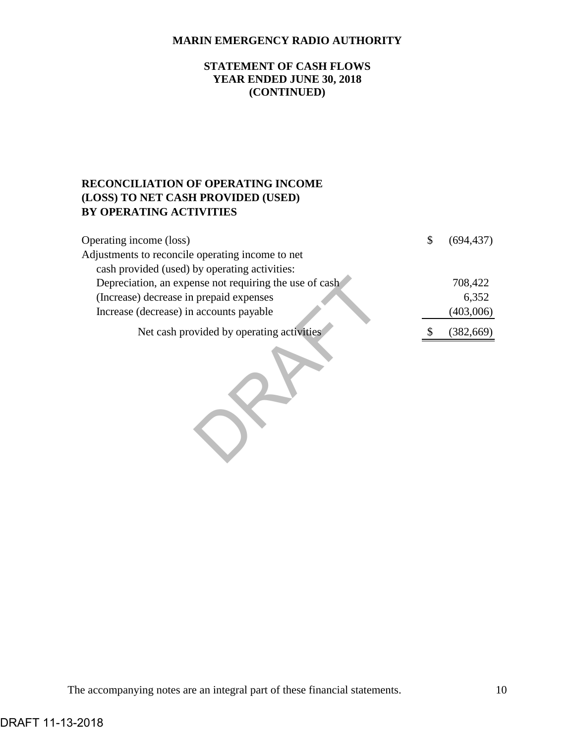**MARIN EMERGENCY RADIO AUTHORITY**

**STATEMENT OF CASH FLOWS**
**YEAR ENDED JUNE 30, 2018**
**(CONTINUED)**

**RECONCILIATION OF OPERATING INCOME (LOSS) TO NET CASH PROVIDED (USED) BY OPERATING ACTIVITIES**

| | |
|---|---|
| Operating income (loss) | $ (694,437) |
| Adjustments to reconcile operating income to net cash provided (used) by operating activities: | |
| Depreciation, an expense not requiring the use of cash | 708,422 |
| (Increase) decrease in prepaid expenses | 6,352 |
| Increase (decrease) in accounts payable | (403,006) |
| Net cash provided by operating activities | $ (382,669) |

The accompanying notes are an integral part of these financial statements.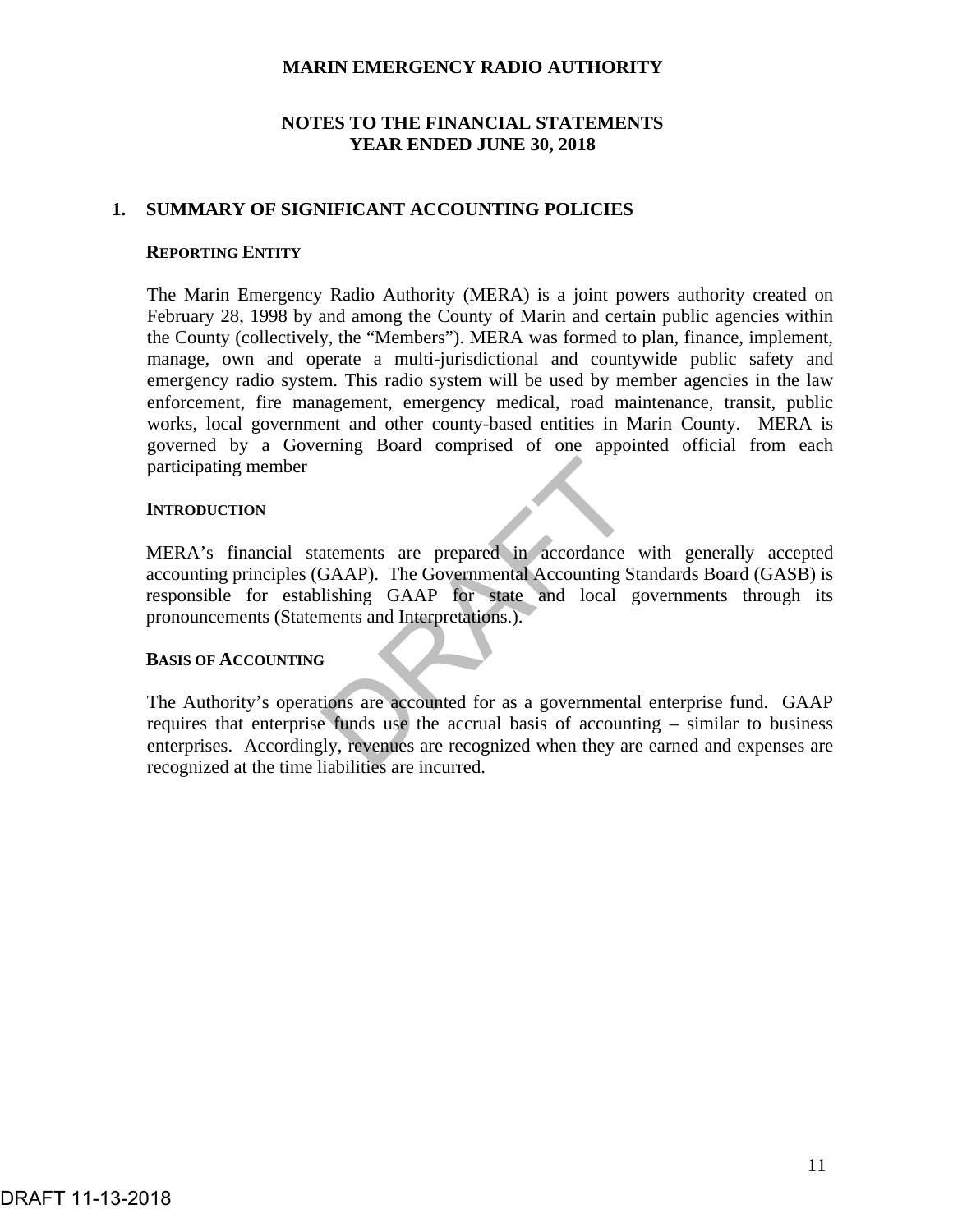# MARIN EMERGENCY RADIO AUTHORITY

## NOTES TO THE FINANCIAL STATEMENTS
## YEAR ENDED JUNE 30, 2018

### 1. SUMMARY OF SIGNIFICANT ACCOUNTING POLICIES

**REPORTING ENTITY**

The Marin Emergency Radio Authority (MERA) is a joint powers authority created on February 28, 1998 by and among the County of Marin and certain public agencies within the County (collectively, the "Members"). MERA was formed to plan, finance, implement, manage, own and operate a multi-jurisdictional and countywide public safety and emergency radio system. This radio system will be used by member agencies in the law enforcement, fire management, emergency medical, road maintenance, transit, public works, local government and other county-based entities in Marin County. MERA is governed by a Governing Board comprised of one appointed official from each participating member

**INTRODUCTION**

MERA's financial statements are prepared in accordance with generally accepted accounting principles (GAAP). The Governmental Accounting Standards Board (GASB) is responsible for establishing GAAP for state and local governments through its pronouncements (Statements and Interpretations.).

**BASIS OF ACCOUNTING**

The Authority's operations are accounted for as a governmental enterprise fund. GAAP requires that enterprise funds use the accrual basis of accounting – similar to business enterprises. Accordingly, revenues are recognized when they are earned and expenses are recognized at the time liabilities are incurred.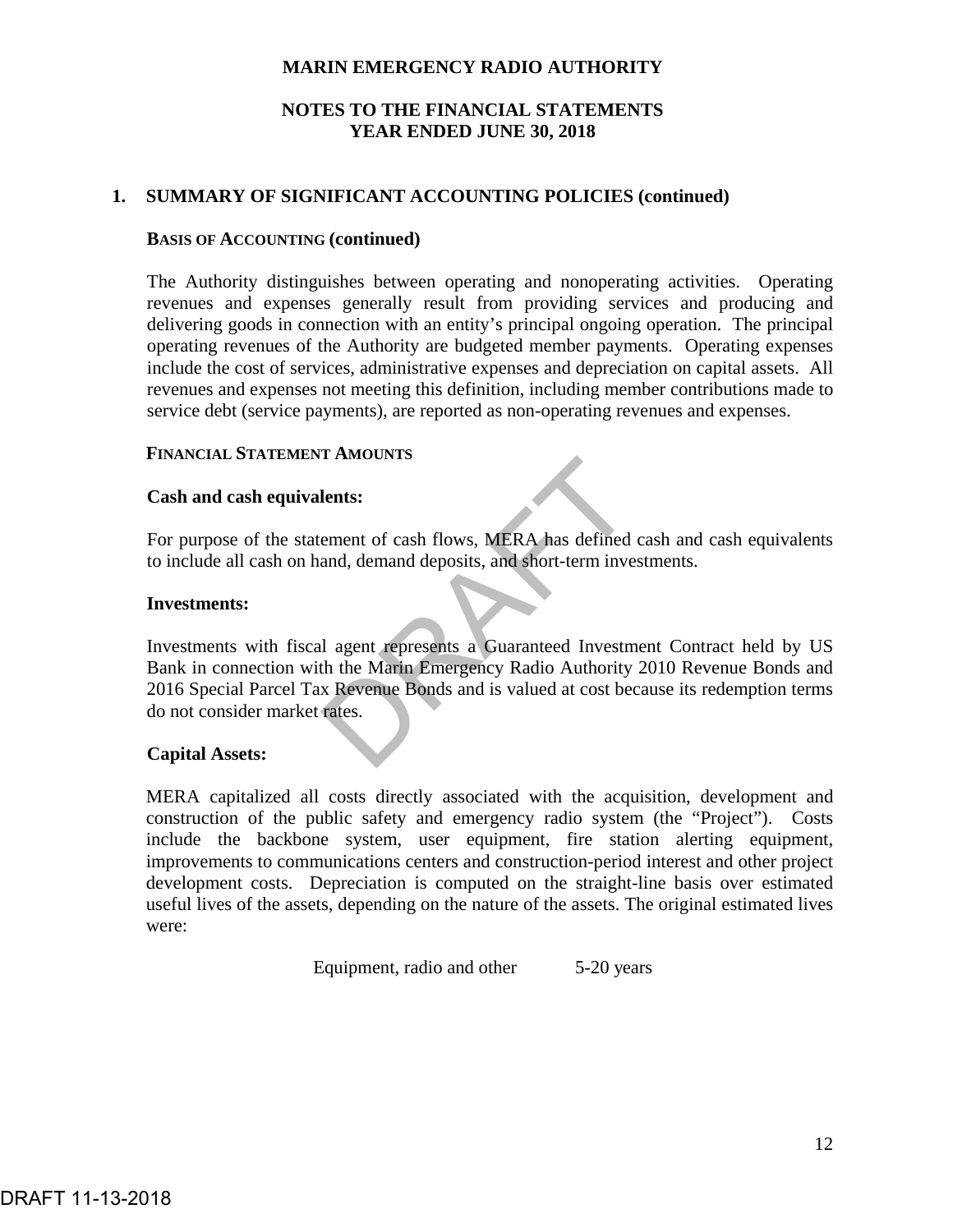## 1. SUMMARY OF SIGNIFICANT ACCOUNTING POLICIES (continued)

### BASIS OF ACCOUNTING (continued)

The Authority distinguishes between operating and nonoperating activities. Operating revenues and expenses generally result from providing services and producing and delivering goods in connection with an entity's principal ongoing operation. The principal operating revenues of the Authority are budgeted member payments. Operating expenses include the cost of services, administrative expenses and depreciation on capital assets. All revenues and expenses not meeting this definition, including member contributions made to service debt (service payments), are reported as non-operating revenues and expenses.

### FINANCIAL STATEMENT AMOUNTS

**Cash and cash equivalents:**

For purpose of the statement of cash flows, MERA has defined cash and cash equivalents to include all cash on hand, demand deposits, and short-term investments.

**Investments:**

Investments with fiscal agent represents a Guaranteed Investment Contract held by US Bank in connection with the Marin Emergency Radio Authority 2010 Revenue Bonds and 2016 Special Parcel Tax Revenue Bonds and is valued at cost because its redemption terms do not consider market rates.

**Capital Assets:**

MERA capitalized all costs directly associated with the acquisition, development and construction of the public safety and emergency radio system (the "Project"). Costs include the backbone system, user equipment, fire station alerting equipment, improvements to communications centers and construction-period interest and other project development costs. Depreciation is computed on the straight-line basis over estimated useful lives of the assets, depending on the nature of the assets. The original estimated lives were:

| | |
|---|---|
| Equipment, radio and other | 5-20 years |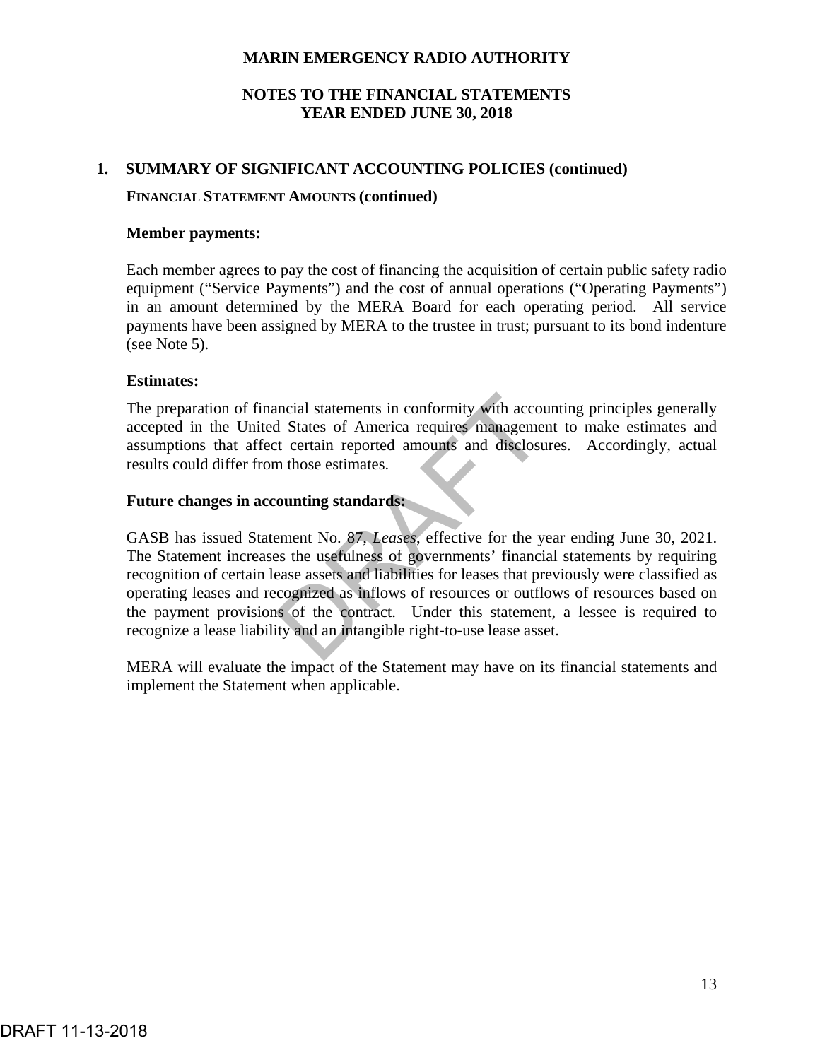## 1. SUMMARY OF SIGNIFICANT ACCOUNTING POLICIES (continued)

**FINANCIAL STATEMENT AMOUNTS (continued)**

**Member payments:**

Each member agrees to pay the cost of financing the acquisition of certain public safety radio equipment ("Service Payments") and the cost of annual operations ("Operating Payments") in an amount determined by the MERA Board for each operating period. All service payments have been assigned by MERA to the trustee in trust; pursuant to its bond indenture (see Note 5).

**Estimates:**

The preparation of financial statements in conformity with accounting principles generally accepted in the United States of America requires management to make estimates and assumptions that affect certain reported amounts and disclosures. Accordingly, actual results could differ from those estimates.

**Future changes in accounting standards:**

GASB has issued Statement No. 87, *Leases*, effective for the year ending June 30, 2021. The Statement increases the usefulness of governments' financial statements by requiring recognition of certain lease assets and liabilities for leases that previously were classified as operating leases and recognized as inflows of resources or outflows of resources based on the payment provisions of the contract. Under this statement, a lessee is required to recognize a lease liability and an intangible right-to-use lease asset.

MERA will evaluate the impact of the Statement may have on its financial statements and implement the Statement when applicable.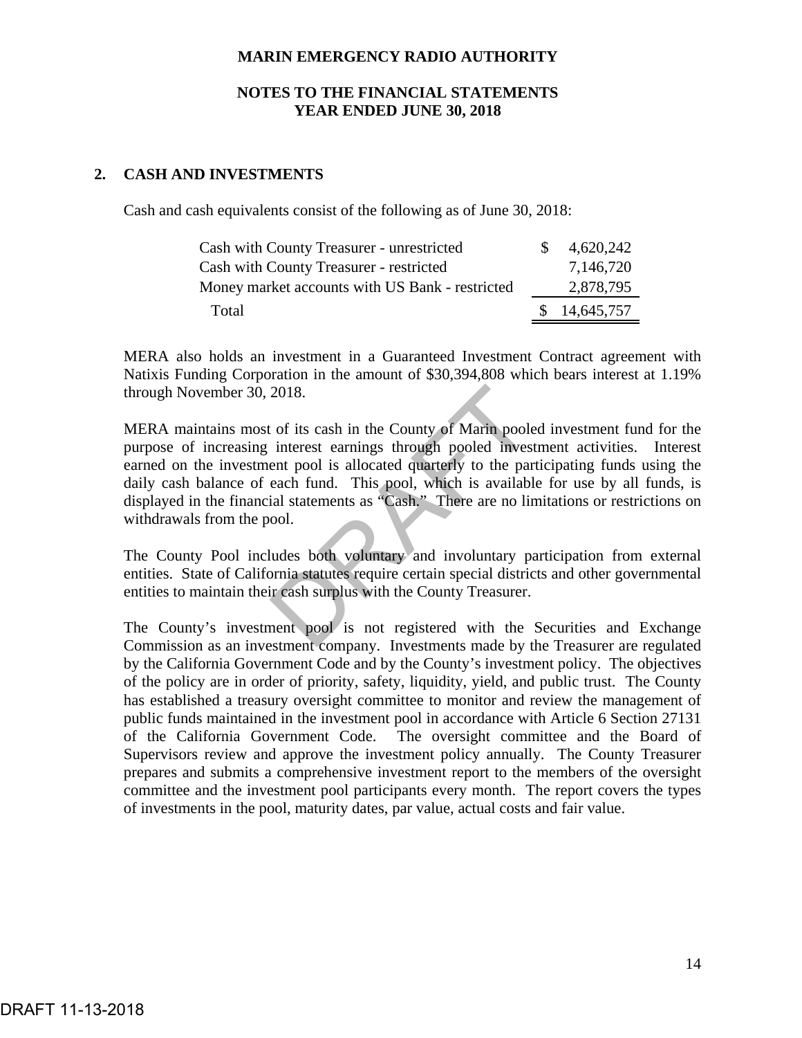MARIN EMERGENCY RADIO AUTHORITY

NOTES TO THE FINANCIAL STATEMENTS
YEAR ENDED JUNE 30, 2018

## 2. CASH AND INVESTMENTS

Cash and cash equivalents consist of the following as of June 30, 2018:

| | |
|---|---|
| Cash with County Treasurer - unrestricted | $ 4,620,242 |
| Cash with County Treasurer - restricted | 7,146,720 |
| Money market accounts with US Bank - restricted | 2,878,795 |
| Total | $ 14,645,757 |

MERA also holds an investment in a Guaranteed Investment Contract agreement with Natixis Funding Corporation in the amount of $30,394,808 which bears interest at 1.19% through November 30, 2018.

MERA maintains most of its cash in the County of Marin pooled investment fund for the purpose of increasing interest earnings through pooled investment activities. Interest earned on the investment pool is allocated quarterly to the participating funds using the daily cash balance of each fund. This pool, which is available for use by all funds, is displayed in the financial statements as "Cash." There are no limitations or restrictions on withdrawals from the pool.

The County Pool includes both voluntary and involuntary participation from external entities. State of California statutes require certain special districts and other governmental entities to maintain their cash surplus with the County Treasurer.

The County's investment pool is not registered with the Securities and Exchange Commission as an investment company. Investments made by the Treasurer are regulated by the California Government Code and by the County's investment policy. The objectives of the policy are in order of priority, safety, liquidity, yield, and public trust. The County has established a treasury oversight committee to monitor and review the management of public funds maintained in the investment pool in accordance with Article 6 Section 27131 of the California Government Code. The oversight committee and the Board of Supervisors review and approve the investment policy annually. The County Treasurer prepares and submits a comprehensive investment report to the members of the oversight committee and the investment pool participants every month. The report covers the types of investments in the pool, maturity dates, par value, actual costs and fair value.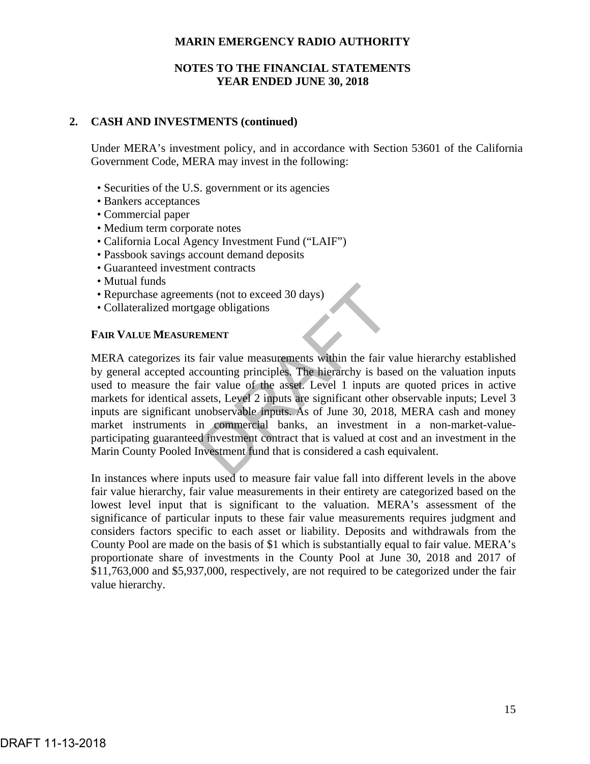# MARIN EMERGENCY RADIO AUTHORITY

## NOTES TO THE FINANCIAL STATEMENTS
## YEAR ENDED JUNE 30, 2018

## 2. CASH AND INVESTMENTS (continued)

Under MERA's investment policy, and in accordance with Section 53601 of the California Government Code, MERA may invest in the following:

- Securities of the U.S. government or its agencies
- Bankers acceptances
- Commercial paper
- Medium term corporate notes
- California Local Agency Investment Fund ("LAIF")
- Passbook savings account demand deposits
- Guaranteed investment contracts
- Mutual funds
- Repurchase agreements (not to exceed 30 days)
- Collateralized mortgage obligations

**FAIR VALUE MEASUREMENT**

MERA categorizes its fair value measurements within the fair value hierarchy established by general accepted accounting principles. The hierarchy is based on the valuation inputs used to measure the fair value of the asset. Level 1 inputs are quoted prices in active markets for identical assets, Level 2 inputs are significant other observable inputs; Level 3 inputs are significant unobservable inputs. As of June 30, 2018, MERA cash and money market instruments in commercial banks, an investment in a non-market-value-participating guaranteed investment contract that is valued at cost and an investment in the Marin County Pooled Investment fund that is considered a cash equivalent.

In instances where inputs used to measure fair value fall into different levels in the above fair value hierarchy, fair value measurements in their entirety are categorized based on the lowest level input that is significant to the valuation. MERA's assessment of the significance of particular inputs to these fair value measurements requires judgment and considers factors specific to each asset or liability. Deposits and withdrawals from the County Pool are made on the basis of $1 which is substantially equal to fair value. MERA's proportionate share of investments in the County Pool at June 30, 2018 and 2017 of $11,763,000 and $5,937,000, respectively, are not required to be categorized under the fair value hierarchy.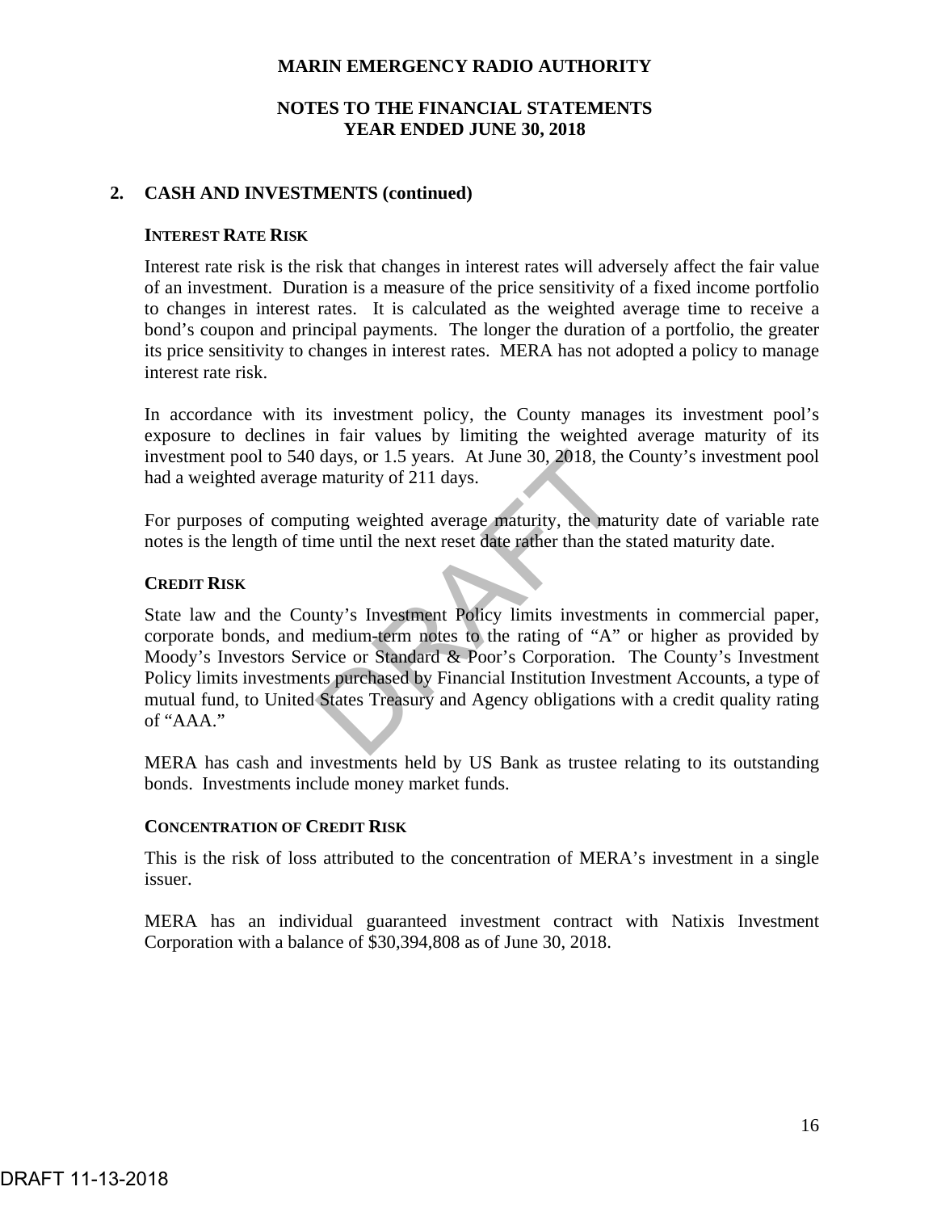## 2. CASH AND INVESTMENTS (continued)

### INTEREST RATE RISK

Interest rate risk is the risk that changes in interest rates will adversely affect the fair value of an investment. Duration is a measure of the price sensitivity of a fixed income portfolio to changes in interest rates. It is calculated as the weighted average time to receive a bond's coupon and principal payments. The longer the duration of a portfolio, the greater its price sensitivity to changes in interest rates. MERA has not adopted a policy to manage interest rate risk.

In accordance with its investment policy, the County manages its investment pool's exposure to declines in fair values by limiting the weighted average maturity of its investment pool to 540 days, or 1.5 years. At June 30, 2018, the County's investment pool had a weighted average maturity of 211 days.

For purposes of computing weighted average maturity, the maturity date of variable rate notes is the length of time until the next reset date rather than the stated maturity date.

### CREDIT RISK

State law and the County's Investment Policy limits investments in commercial paper, corporate bonds, and medium-term notes to the rating of "A" or higher as provided by Moody's Investors Service or Standard & Poor's Corporation. The County's Investment Policy limits investments purchased by Financial Institution Investment Accounts, a type of mutual fund, to United States Treasury and Agency obligations with a credit quality rating of "AAA."

MERA has cash and investments held by US Bank as trustee relating to its outstanding bonds. Investments include money market funds.

### CONCENTRATION OF CREDIT RISK

This is the risk of loss attributed to the concentration of MERA's investment in a single issuer.

MERA has an individual guaranteed investment contract with Natixis Investment Corporation with a balance of $30,394,808 as of June 30, 2018.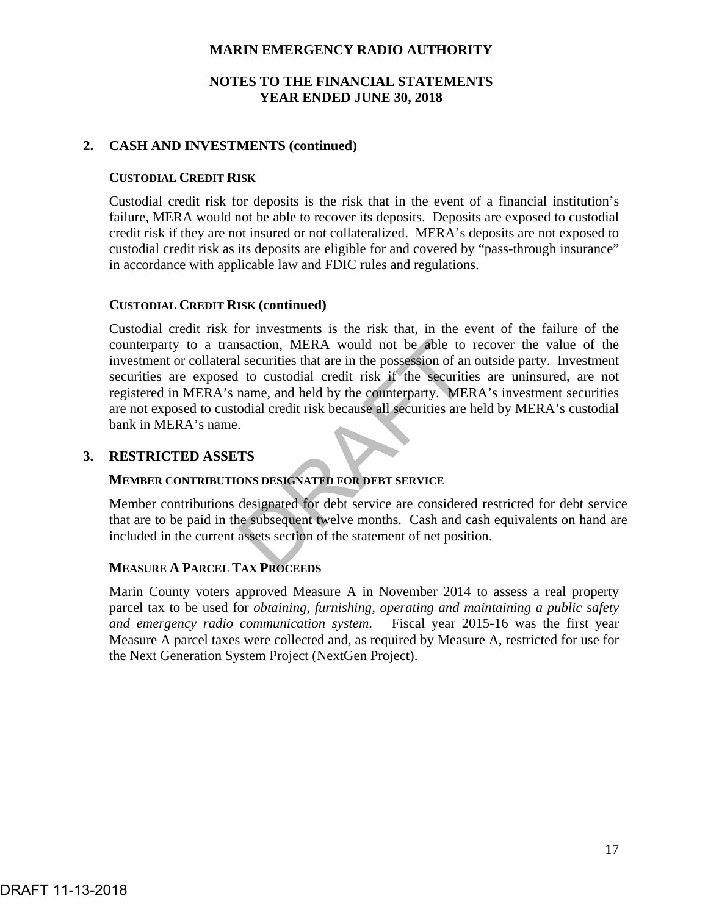## 2. CASH AND INVESTMENTS (continued)

### CUSTODIAL CREDIT RISK

Custodial credit risk for deposits is the risk that in the event of a financial institution's failure, MERA would not be able to recover its deposits. Deposits are exposed to custodial credit risk if they are not insured or not collateralized. MERA's deposits are not exposed to custodial credit risk as its deposits are eligible for and covered by "pass-through insurance" in accordance with applicable law and FDIC rules and regulations.

### CUSTODIAL CREDIT RISK (continued)

Custodial credit risk for investments is the risk that, in the event of the failure of the counterparty to a transaction, MERA would not be able to recover the value of the investment or collateral securities that are in the possession of an outside party. Investment securities are exposed to custodial credit risk if the securities are uninsured, are not registered in MERA's name, and held by the counterparty. MERA's investment securities are not exposed to custodial credit risk because all securities are held by MERA's custodial bank in MERA's name.

## 3. RESTRICTED ASSETS

### MEMBER CONTRIBUTIONS DESIGNATED FOR DEBT SERVICE

Member contributions designated for debt service are considered restricted for debt service that are to be paid in the subsequent twelve months. Cash and cash equivalents on hand are included in the current assets section of the statement of net position.

### MEASURE A PARCEL TAX PROCEEDS

Marin County voters approved Measure A in November 2014 to assess a real property parcel tax to be used for *obtaining, furnishing, operating and maintaining a public safety and emergency radio communication system*. Fiscal year 2015-16 was the first year Measure A parcel taxes were collected and, as required by Measure A, restricted for use for the Next Generation System Project (NextGen Project).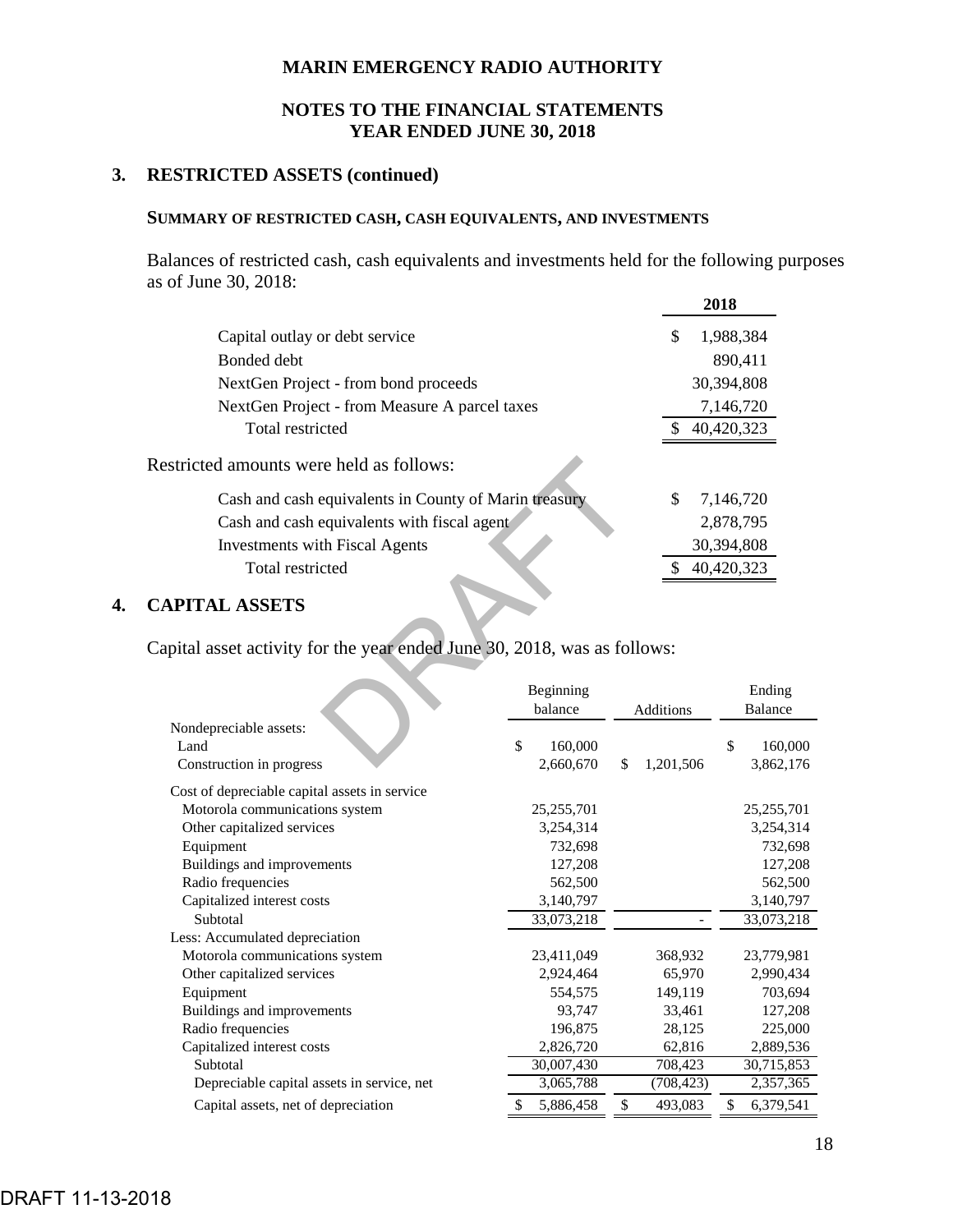**MARIN EMERGENCY RADIO AUTHORITY**

**NOTES TO THE FINANCIAL STATEMENTS**
**YEAR ENDED JUNE 30, 2018**

## 3. RESTRICTED ASSETS (continued)

### SUMMARY OF RESTRICTED CASH, CASH EQUIVALENTS, AND INVESTMENTS

Balances of restricted cash, cash equivalents and investments held for the following purposes as of June 30, 2018:

| | 2018 |
|---|---|
| Capital outlay or debt service | $ 1,988,384 |
| Bonded debt | 890,411 |
| NextGen Project - from bond proceeds | 30,394,808 |
| NextGen Project - from Measure A parcel taxes | 7,146,720 |
| Total restricted | $ 40,420,323 |

Restricted amounts were held as follows:

| | |
|---|---|
| Cash and cash equivalents in County of Marin treasury | $ 7,146,720 |
| Cash and cash equivalents with fiscal agent | 2,878,795 |
| Investments with Fiscal Agents | 30,394,808 |
| Total restricted | $ 40,420,323 |

## 4. CAPITAL ASSETS

Capital asset activity for the year ended June 30, 2018, was as follows:

| | Beginning balance | Additions | Ending Balance |
|---|---|---|---|
| Nondepreciable assets: | | | |
| Land | $ 160,000 | | $ 160,000 |
| Construction in progress | 2,660,670 | $ 1,201,506 | 3,862,176 |
| Cost of depreciable capital assets in service | | | |
| Motorola communications system | 25,255,701 | | 25,255,701 |
| Other capitalized services | 3,254,314 | | 3,254,314 |
| Equipment | 732,698 | | 732,698 |
| Buildings and improvements | 127,208 | | 127,208 |
| Radio frequencies | 562,500 | | 562,500 |
| Capitalized interest costs | 3,140,797 | | 3,140,797 |
| Subtotal | 33,073,218 | - | 33,073,218 |
| Less: Accumulated depreciation | | | |
| Motorola communications system | 23,411,049 | 368,932 | 23,779,981 |
| Other capitalized services | 2,924,464 | 65,970 | 2,990,434 |
| Equipment | 554,575 | 149,119 | 703,694 |
| Buildings and improvements | 93,747 | 33,461 | 127,208 |
| Radio frequencies | 196,875 | 28,125 | 225,000 |
| Capitalized interest costs | 2,826,720 | 62,816 | 2,889,536 |
| Subtotal | 30,007,430 | 708,423 | 30,715,853 |
| Depreciable capital assets in service, net | 3,065,788 | (708,423) | 2,357,365 |
| Capital assets, net of depreciation | $ 5,886,458 | $ 493,083 | $ 6,379,541 |

DRAFT 11-13-2018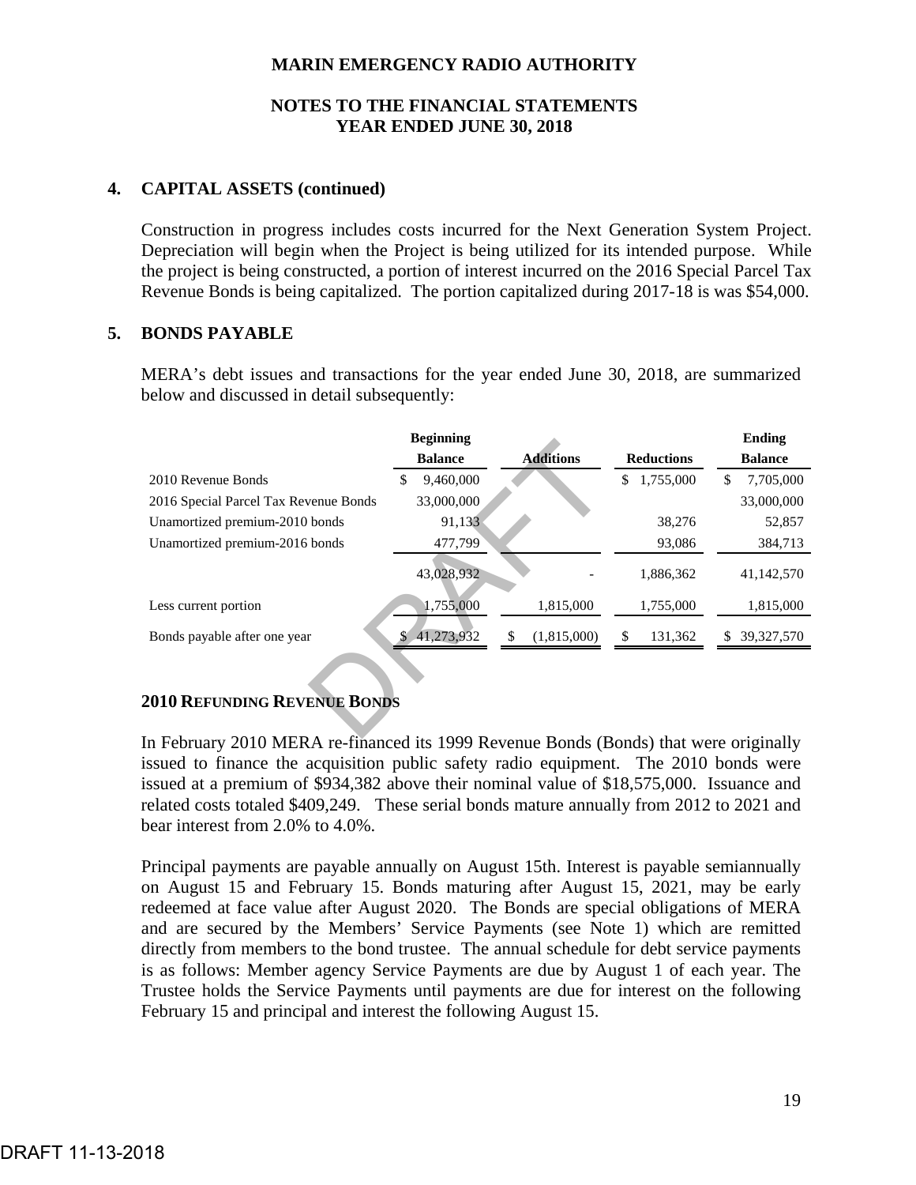**MARIN EMERGENCY RADIO AUTHORITY**

**NOTES TO THE FINANCIAL STATEMENTS**
**YEAR ENDED JUNE 30, 2018**

**4. CAPITAL ASSETS (continued)**

Construction in progress includes costs incurred for the Next Generation System Project. Depreciation will begin when the Project is being utilized for its intended purpose. While the project is being constructed, a portion of interest incurred on the 2016 Special Parcel Tax Revenue Bonds is being capitalized. The portion capitalized during 2017-18 is was $54,000.

**5. BONDS PAYABLE**

MERA's debt issues and transactions for the year ended June 30, 2018, are summarized below and discussed in detail subsequently:

| | Beginning Balance | Additions | Reductions | Ending Balance |
|---|---|---|---|---|
| 2010 Revenue Bonds | $ 9,460,000 | | $ 1,755,000 | $ 7,705,000 |
| 2016 Special Parcel Tax Revenue Bonds | 33,000,000 | | | 33,000,000 |
| Unamortized premium-2010 bonds | 91,133 | | 38,276 | 52,857 |
| Unamortized premium-2016 bonds | 477,799 | | 93,086 | 384,713 |
| | 43,028,932 | - | 1,886,362 | 41,142,570 |
| Less current portion | 1,755,000 | 1,815,000 | 1,755,000 | 1,815,000 |
| Bonds payable after one year | $ 41,273,932 | $ (1,815,000) | $ 131,362 | $ 39,327,570 |

**2010 REFUNDING REVENUE BONDS**

In February 2010 MERA re-financed its 1999 Revenue Bonds (Bonds) that were originally issued to finance the acquisition public safety radio equipment. The 2010 bonds were issued at a premium of $934,382 above their nominal value of $18,575,000. Issuance and related costs totaled $409,249. These serial bonds mature annually from 2012 to 2021 and bear interest from 2.0% to 4.0%.

Principal payments are payable annually on August 15th. Interest is payable semiannually on August 15 and February 15. Bonds maturing after August 15, 2021, may be early redeemed at face value after August 2020. The Bonds are special obligations of MERA and are secured by the Members' Service Payments (see Note 1) which are remitted directly from members to the bond trustee. The annual schedule for debt service payments is as follows: Member agency Service Payments are due by August 1 of each year. The Trustee holds the Service Payments until payments are due for interest on the following February 15 and principal and interest the following August 15.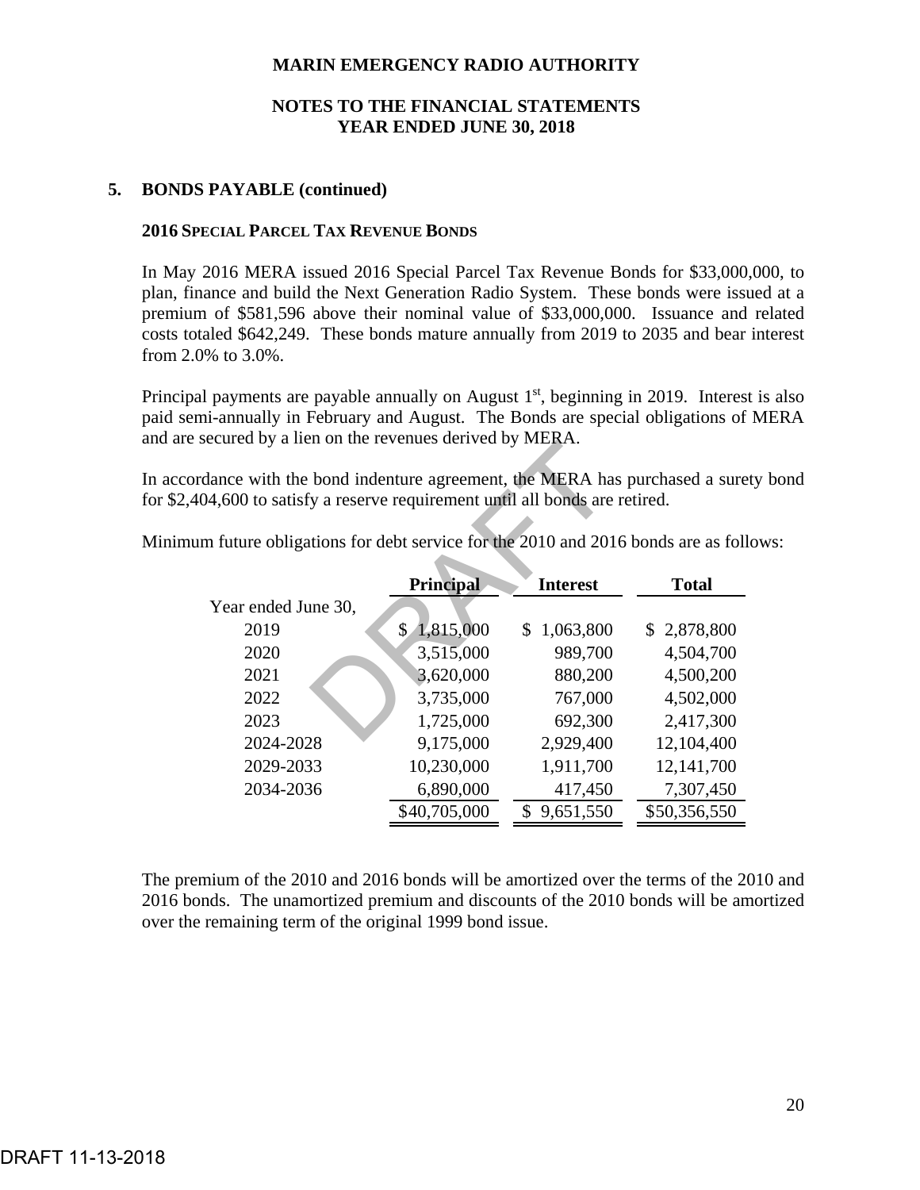## 5. BONDS PAYABLE (continued)

### 2016 Special Parcel Tax Revenue Bonds

In May 2016 MERA issued 2016 Special Parcel Tax Revenue Bonds for $33,000,000, to plan, finance and build the Next Generation Radio System. These bonds were issued at a premium of $581,596 above their nominal value of $33,000,000. Issuance and related costs totaled $642,249. These bonds mature annually from 2019 to 2035 and bear interest from 2.0% to 3.0%.

Principal payments are payable annually on August 1st, beginning in 2019. Interest is also paid semi-annually in February and August. The Bonds are special obligations of MERA and are secured by a lien on the revenues derived by MERA.

In accordance with the bond indenture agreement, the MERA has purchased a surety bond for $2,404,600 to satisfy a reserve requirement until all bonds are retired.

Minimum future obligations for debt service for the 2010 and 2016 bonds are as follows:

| | Principal | Interest | Total |
|---|---|---|---|
| Year ended June 30, | | | |
| 2019 | $ 1,815,000 | $ 1,063,800 | $ 2,878,800 |
| 2020 | 3,515,000 | 989,700 | 4,504,700 |
| 2021 | 3,620,000 | 880,200 | 4,500,200 |
| 2022 | 3,735,000 | 767,000 | 4,502,000 |
| 2023 | 1,725,000 | 692,300 | 2,417,300 |
| 2024-2028 | 9,175,000 | 2,929,400 | 12,104,400 |
| 2029-2033 | 10,230,000 | 1,911,700 | 12,141,700 |
| 2034-2036 | 6,890,000 | 417,450 | 7,307,450 |
| | $40,705,000 | $ 9,651,550 | $50,356,550 |

The premium of the 2010 and 2016 bonds will be amortized over the terms of the 2010 and 2016 bonds. The unamortized premium and discounts of the 2010 bonds will be amortized over the remaining term of the original 1999 bond issue.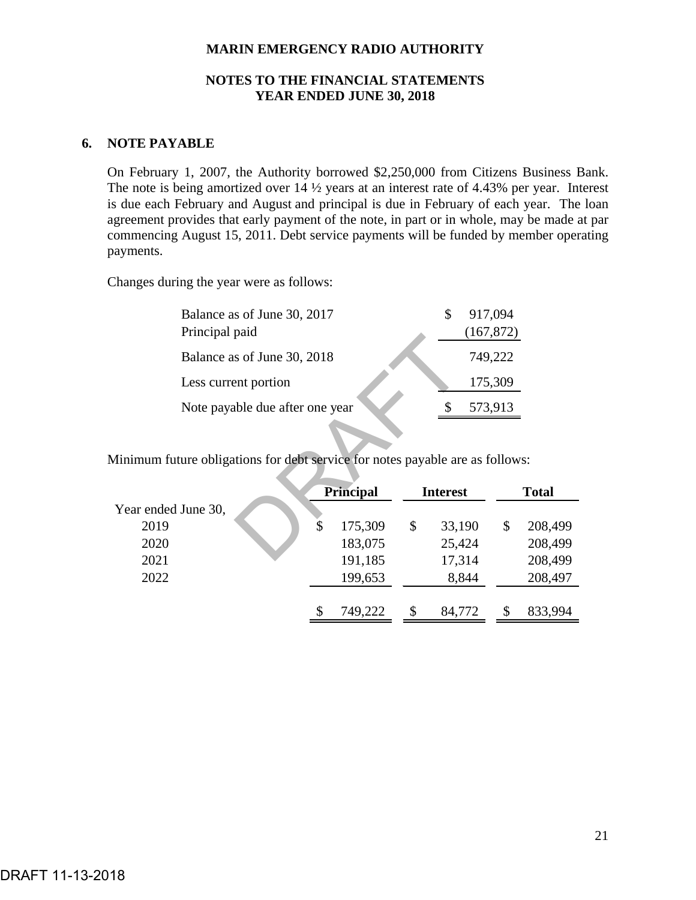**MARIN EMERGENCY RADIO AUTHORITY**

**NOTES TO THE FINANCIAL STATEMENTS**
**YEAR ENDED JUNE 30, 2018**

## 6. NOTE PAYABLE

On February 1, 2007, the Authority borrowed $2,250,000 from Citizens Business Bank. The note is being amortized over 14 ½ years at an interest rate of 4.43% per year. Interest is due each February and August and principal is due in February of each year. The loan agreement provides that early payment of the note, in part or in whole, may be made at par commencing August 15, 2011. Debt service payments will be funded by member operating payments.

Changes during the year were as follows:

| | |
|---|---|
| Balance as of June 30, 2017 | $ 917,094 |
| Principal paid | (167,872) |
| Balance as of June 30, 2018 | 749,222 |
| Less current portion | 175,309 |
| Note payable due after one year | $ 573,913 |

Minimum future obligations for debt service for notes payable are as follows:

| | Principal | Interest | Total |
|---|---|---|---|
| Year ended June 30, | | | |
| 2019 | $ 175,309 | $ 33,190 | $ 208,499 |
| 2020 | 183,075 | 25,424 | 208,499 |
| 2021 | 191,185 | 17,314 | 208,499 |
| 2022 | 199,653 | 8,844 | 208,497 |
| | $ 749,222 | $ 84,772 | $ 833,994 |

DRAFT 11-13-2018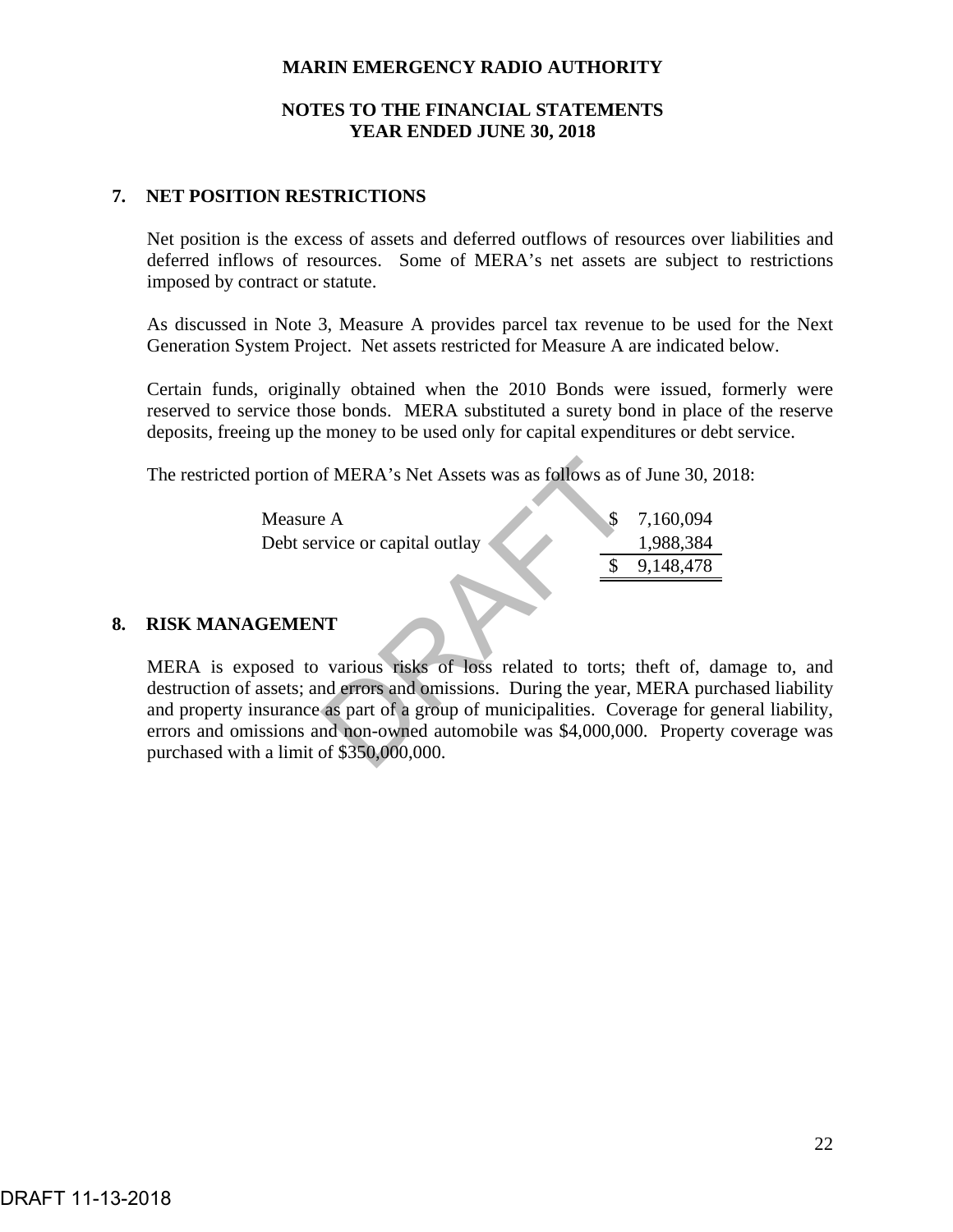**MARIN EMERGENCY RADIO AUTHORITY**

**NOTES TO THE FINANCIAL STATEMENTS**
**YEAR ENDED JUNE 30, 2018**

## 7. NET POSITION RESTRICTIONS

Net position is the excess of assets and deferred outflows of resources over liabilities and deferred inflows of resources. Some of MERA's net assets are subject to restrictions imposed by contract or statute.

As discussed in Note 3, Measure A provides parcel tax revenue to be used for the Next Generation System Project. Net assets restricted for Measure A are indicated below.

Certain funds, originally obtained when the 2010 Bonds were issued, formerly were reserved to service those bonds. MERA substituted a surety bond in place of the reserve deposits, freeing up the money to be used only for capital expenditures or debt service.

The restricted portion of MERA's Net Assets was as follows as of June 30, 2018:

| | |
|---|---|
| Measure A | $ 7,160,094 |
| Debt service or capital outlay | 1,988,384 |
| | $ 9,148,478 |

## 8. RISK MANAGEMENT

MERA is exposed to various risks of loss related to torts; theft of, damage to, and destruction of assets; and errors and omissions. During the year, MERA purchased liability and property insurance as part of a group of municipalities. Coverage for general liability, errors and omissions and non-owned automobile was $4,000,000. Property coverage was purchased with a limit of $350,000,000.

DRAFT 11-13-2018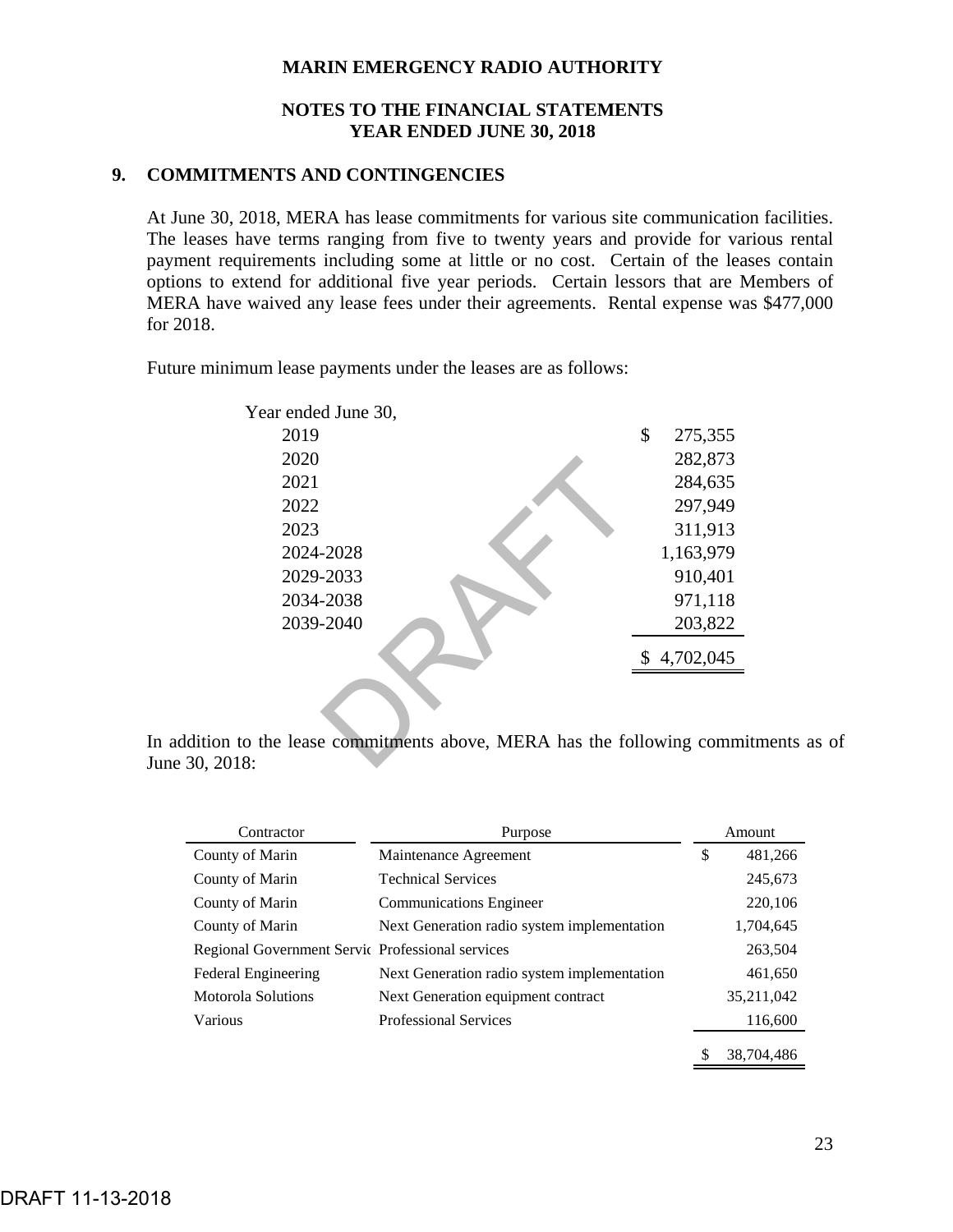# MARIN EMERGENCY RADIO AUTHORITY

## NOTES TO THE FINANCIAL STATEMENTS
## YEAR ENDED JUNE 30, 2018

### 9. COMMITMENTS AND CONTINGENCIES

At June 30, 2018, MERA has lease commitments for various site communication facilities. The leases have terms ranging from five to twenty years and provide for various rental payment requirements including some at little or no cost. Certain of the leases contain options to extend for additional five year periods. Certain lessors that are Members of MERA have waived any lease fees under their agreements. Rental expense was $477,000 for 2018.

Future minimum lease payments under the leases are as follows:

| Year ended June 30, | |
|---|---|
| 2019 | $ 275,355 |
| 2020 | 282,873 |
| 2021 | 284,635 |
| 2022 | 297,949 |
| 2023 | 311,913 |
| 2024-2028 | 1,163,979 |
| 2029-2033 | 910,401 |
| 2034-2038 | 971,118 |
| 2039-2040 | 203,822 |
| | $ 4,702,045 |

In addition to the lease commitments above, MERA has the following commitments as of June 30, 2018:

| Contractor | Purpose | Amount |
|---|---|---|
| County of Marin | Maintenance Agreement | $ 481,266 |
| County of Marin | Technical Services | 245,673 |
| County of Marin | Communications Engineer | 220,106 |
| County of Marin | Next Generation radio system implementation | 1,704,645 |
| Regional Government Servic | Professional services | 263,504 |
| Federal Engineering | Next Generation radio system implementation | 461,650 |
| Motorola Solutions | Next Generation equipment contract | 35,211,042 |
| Various | Professional Services | 116,600 |
| | | $ 38,704,486 |

DRAFT 11-13-2018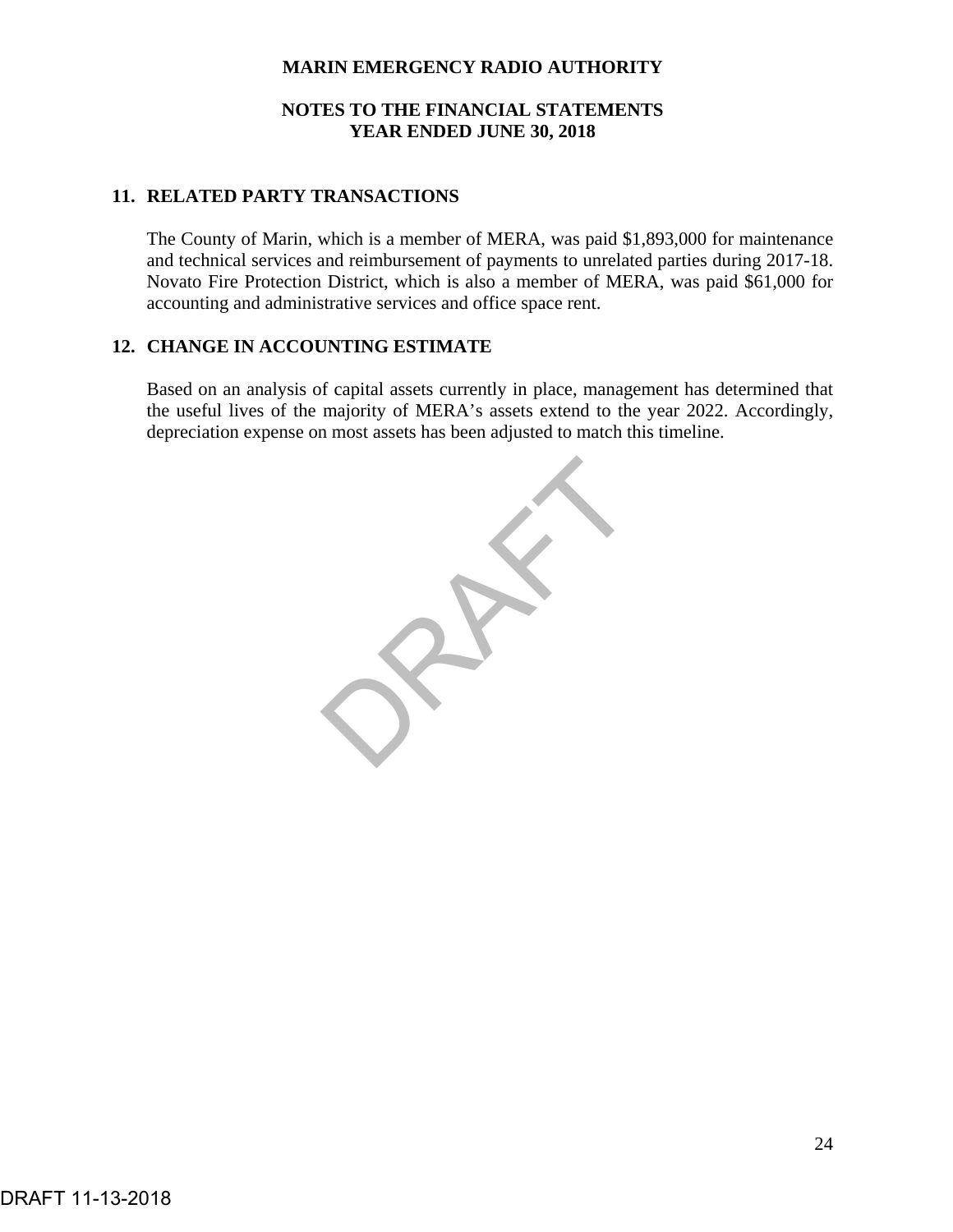## 11. RELATED PARTY TRANSACTIONS

The County of Marin, which is a member of MERA, was paid $1,893,000 for maintenance and technical services and reimbursement of payments to unrelated parties during 2017-18. Novato Fire Protection District, which is also a member of MERA, was paid $61,000 for accounting and administrative services and office space rent.

## 12. CHANGE IN ACCOUNTING ESTIMATE

Based on an analysis of capital assets currently in place, management has determined that the useful lives of the majority of MERA's assets extend to the year 2022. Accordingly, depreciation expense on most assets has been adjusted to match this timeline.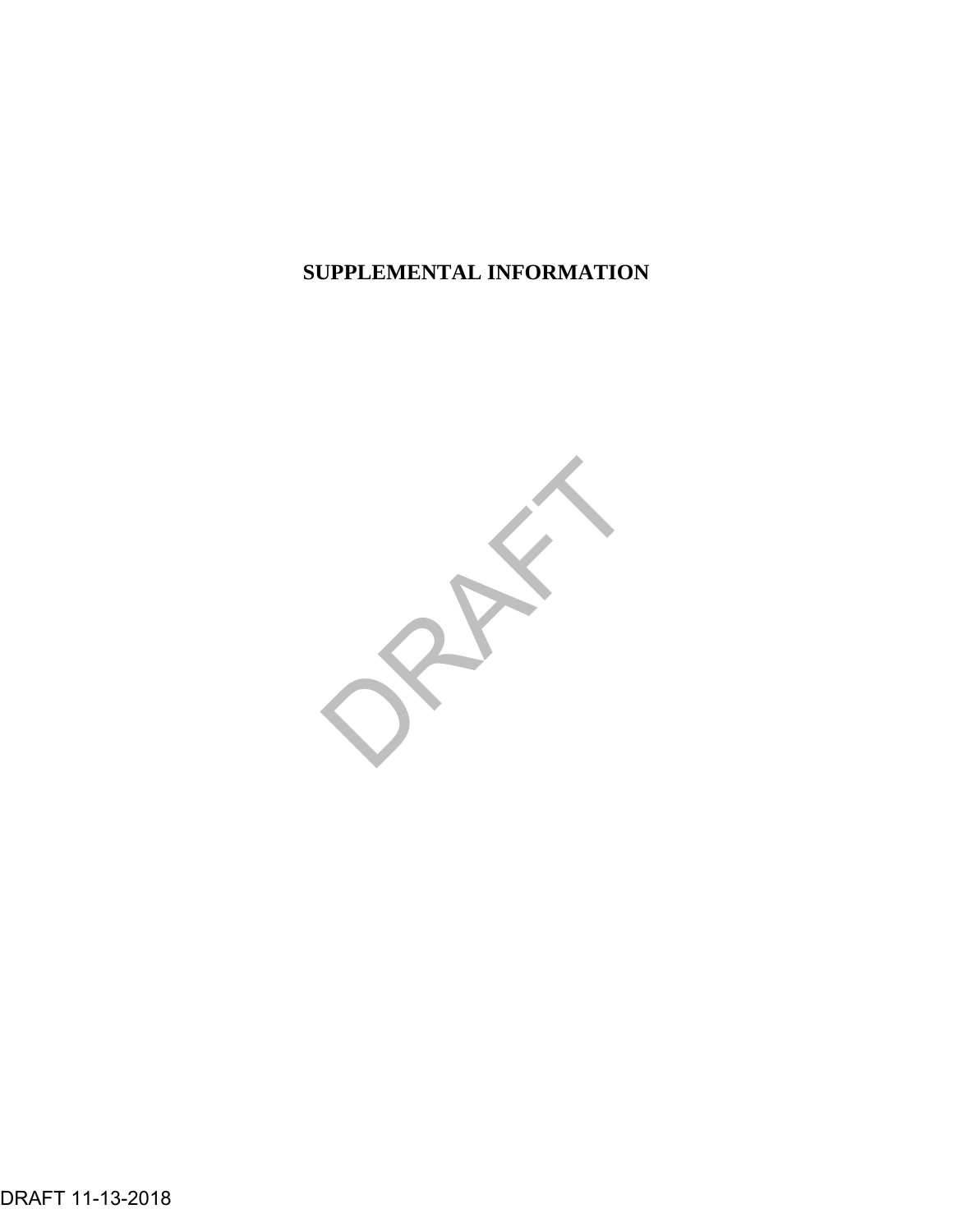# SUPPLEMENTAL INFORMATION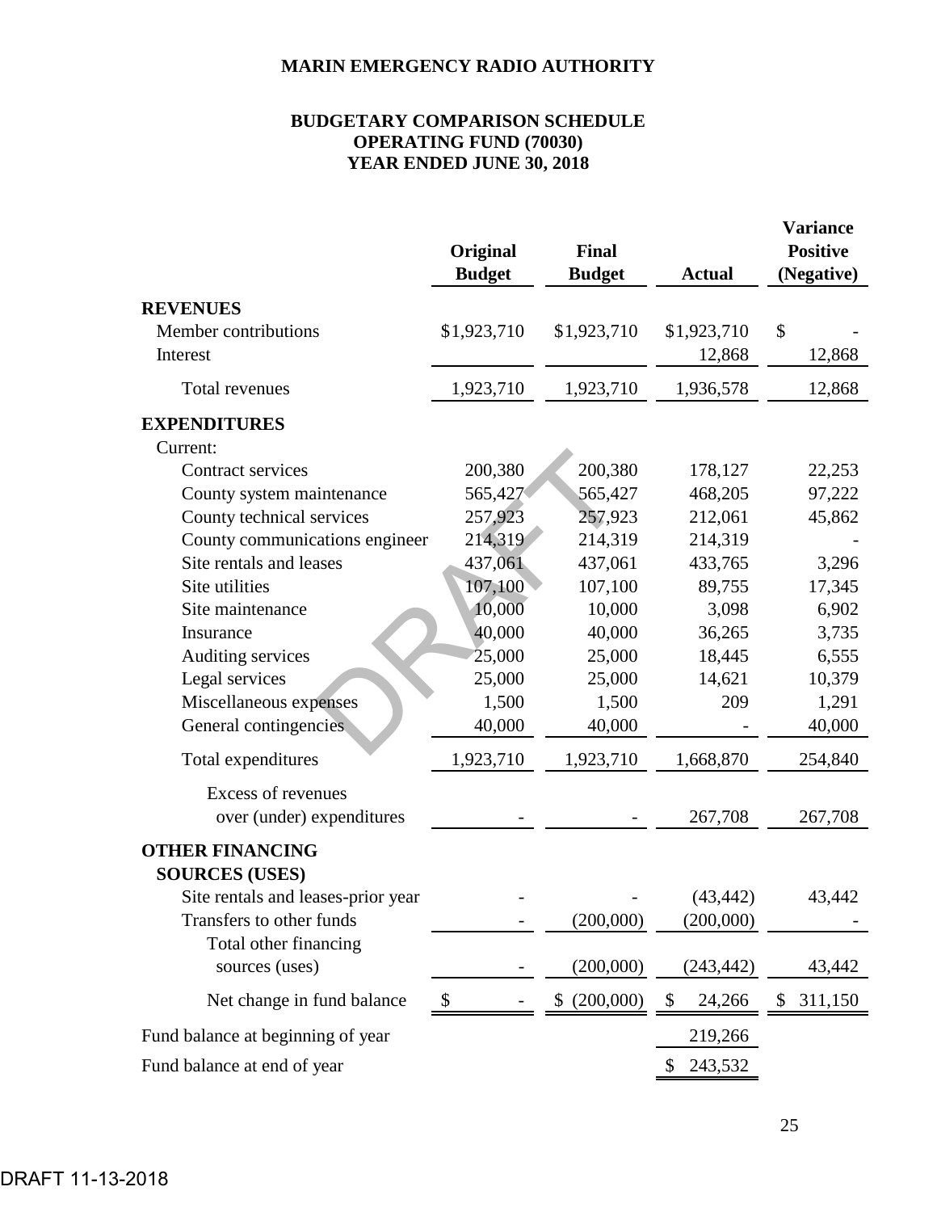**MARIN EMERGENCY RADIO AUTHORITY**

**BUDGETARY COMPARISON SCHEDULE**
**OPERATING FUND (70030)**
**YEAR ENDED JUNE 30, 2018**

| | Original Budget | Final Budget | Actual | Variance Positive (Negative) |
|---|---|---|---|---|
| **REVENUES** | | | | |
| Member contributions | $1,923,710 | $1,923,710 | $1,923,710 | $ - |
| Interest | | | 12,868 | 12,868 |
| Total revenues | 1,923,710 | 1,923,710 | 1,936,578 | 12,868 |
| **EXPENDITURES** | | | | |
| Current: | | | | |
| Contract services | 200,380 | 200,380 | 178,127 | 22,253 |
| County system maintenance | 565,427 | 565,427 | 468,205 | 97,222 |
| County technical services | 257,923 | 257,923 | 212,061 | 45,862 |
| County communications engineer | 214,319 | 214,319 | 214,319 | - |
| Site rentals and leases | 437,061 | 437,061 | 433,765 | 3,296 |
| Site utilities | 107,100 | 107,100 | 89,755 | 17,345 |
| Site maintenance | 10,000 | 10,000 | 3,098 | 6,902 |
| Insurance | 40,000 | 40,000 | 36,265 | 3,735 |
| Auditing services | 25,000 | 25,000 | 18,445 | 6,555 |
| Legal services | 25,000 | 25,000 | 14,621 | 10,379 |
| Miscellaneous expenses | 1,500 | 1,500 | 209 | 1,291 |
| General contingencies | 40,000 | 40,000 | - | 40,000 |
| Total expenditures | 1,923,710 | 1,923,710 | 1,668,870 | 254,840 |
| Excess of revenues over (under) expenditures | - | - | 267,708 | 267,708 |
| **OTHER FINANCING SOURCES (USES)** | | | | |
| Site rentals and leases-prior year | - | - | (43,442) | 43,442 |
| Transfers to other funds | - | (200,000) | (200,000) | - |
| Total other financing sources (uses) | - | (200,000) | (243,442) | 43,442 |
| Net change in fund balance | $ - | $ (200,000) | $ 24,266 | $ 311,150 |
| Fund balance at beginning of year | | | 219,266 | |
| Fund balance at end of year | | | $ 243,532 | |

DRAFT 11-13-2018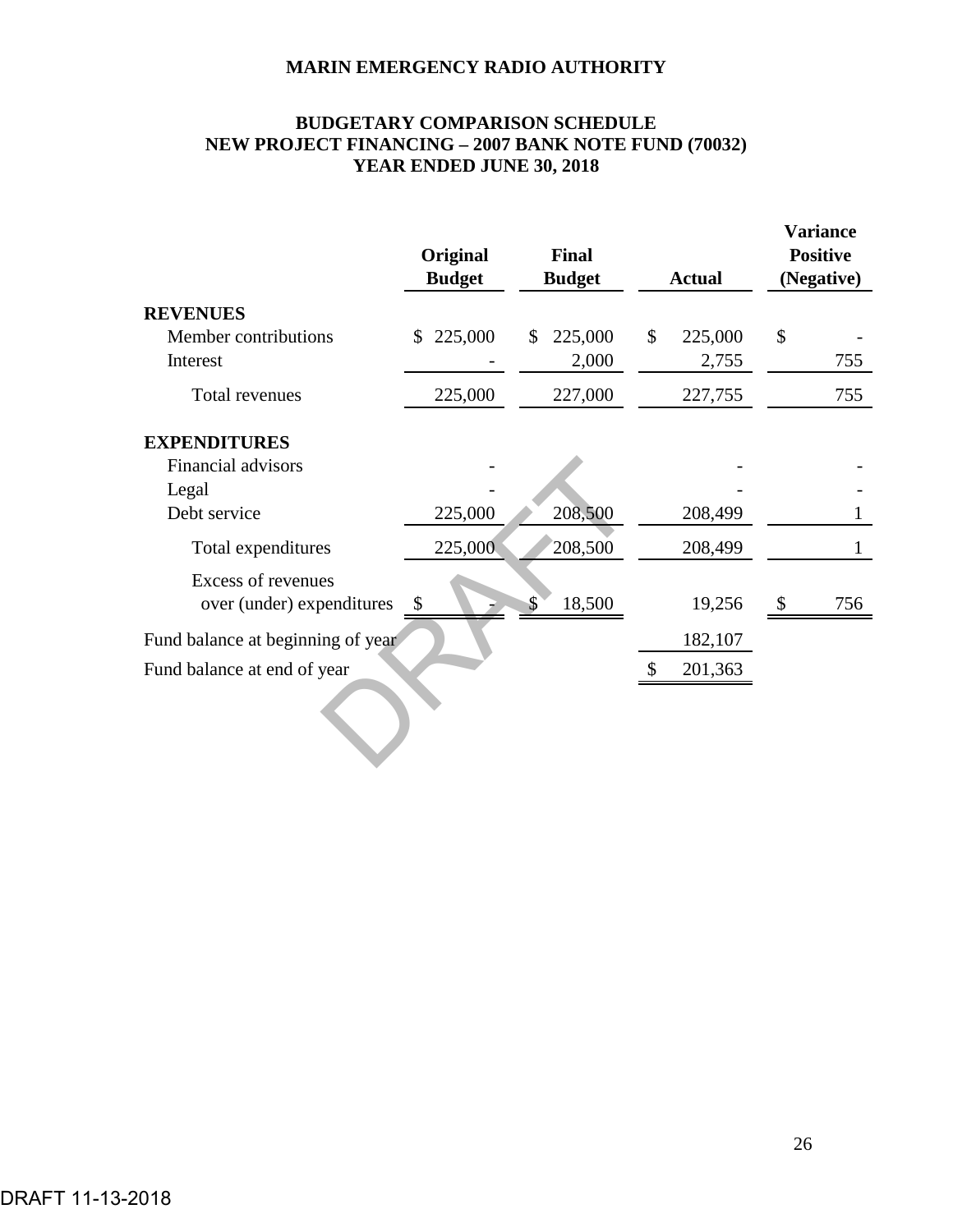**MARIN EMERGENCY RADIO AUTHORITY**

**BUDGETARY COMPARISON SCHEDULE**
**NEW PROJECT FINANCING – 2007 BANK NOTE FUND (70032)**
**YEAR ENDED JUNE 30, 2018**

| | Original Budget | Final Budget | Actual | Variance Positive (Negative) |
|---|---|---|---|---|
| **REVENUES** | | | | |
| Member contributions | $ 225,000 | $ 225,000 | $ 225,000 | $ - |
| Interest | - | 2,000 | 2,755 | 755 |
| Total revenues | 225,000 | 227,000 | 227,755 | 755 |
| **EXPENDITURES** | | | | |
| Financial advisors | - | | - | - |
| Legal | - | | - | - |
| Debt service | 225,000 | 208,500 | 208,499 | 1 |
| Total expenditures | 225,000 | 208,500 | 208,499 | 1 |
| Excess of revenues over (under) expenditures | $ - | $ 18,500 | 19,256 | $ 756 |
| Fund balance at beginning of year | | | 182,107 | |
| Fund balance at end of year | | | $ 201,363 | |

DRAFT 11-13-2018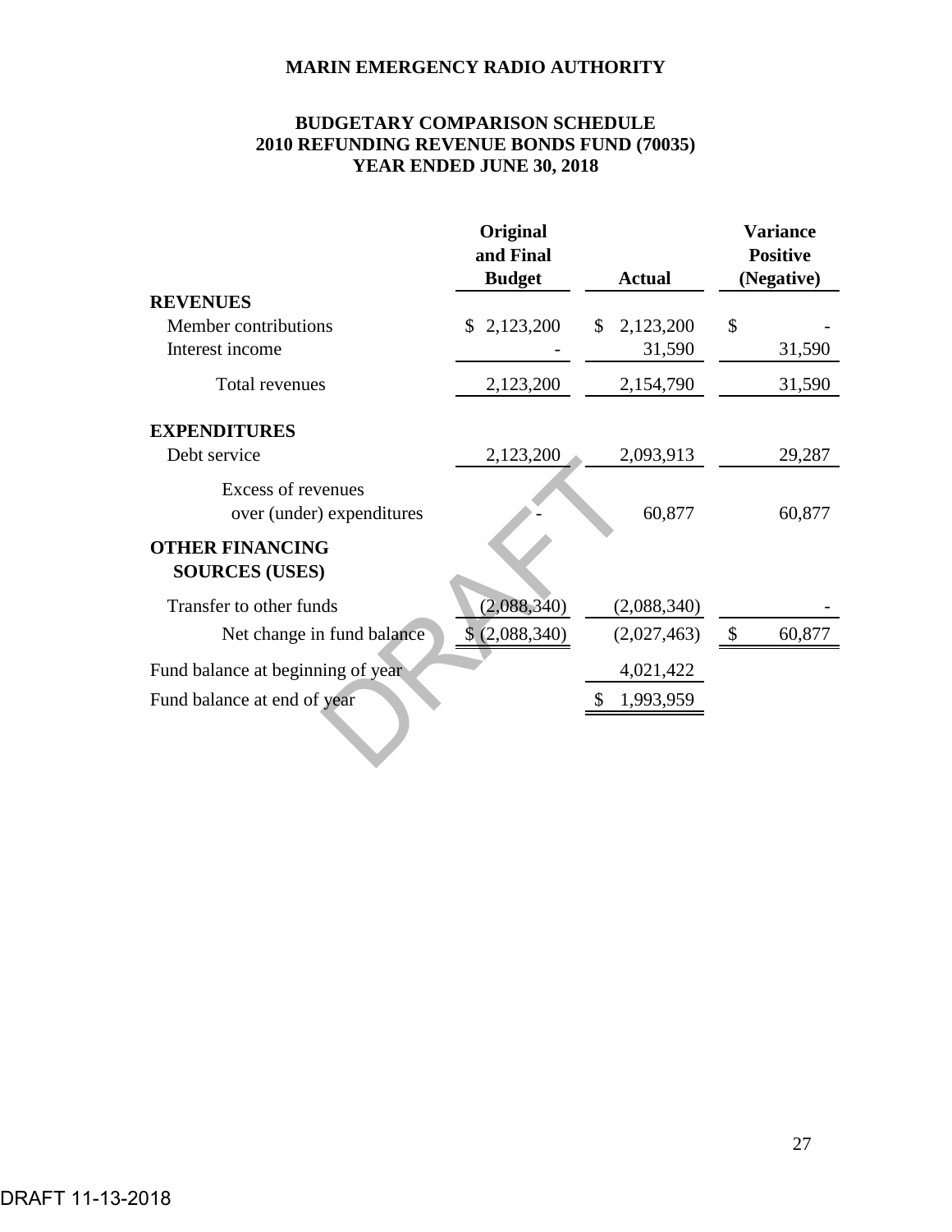**MARIN EMERGENCY RADIO AUTHORITY**

**BUDGETARY COMPARISON SCHEDULE**
**2010 REFUNDING REVENUE BONDS FUND (70035)**
**YEAR ENDED JUNE 30, 2018**

| | Original and Final Budget | Actual | Variance Positive (Negative) |
|---|---|---|---|
| **REVENUES** | | | |
| Member contributions | $ 2,123,200 | $ 2,123,200 | $ - |
| Interest income | - | 31,590 | 31,590 |
| Total revenues | 2,123,200 | 2,154,790 | 31,590 |
| **EXPENDITURES** | | | |
| Debt service | 2,123,200 | 2,093,913 | 29,287 |
| Excess of revenues over (under) expenditures | - | 60,877 | 60,877 |
| **OTHER FINANCING SOURCES (USES)** | | | |
| Transfer to other funds | (2,088,340) | (2,088,340) | - |
| Net change in fund balance | $ (2,088,340) | (2,027,463) | $ 60,877 |
| Fund balance at beginning of year | | 4,021,422 | |
| Fund balance at end of year | | $ 1,993,959 | |

DRAFT 11-13-2018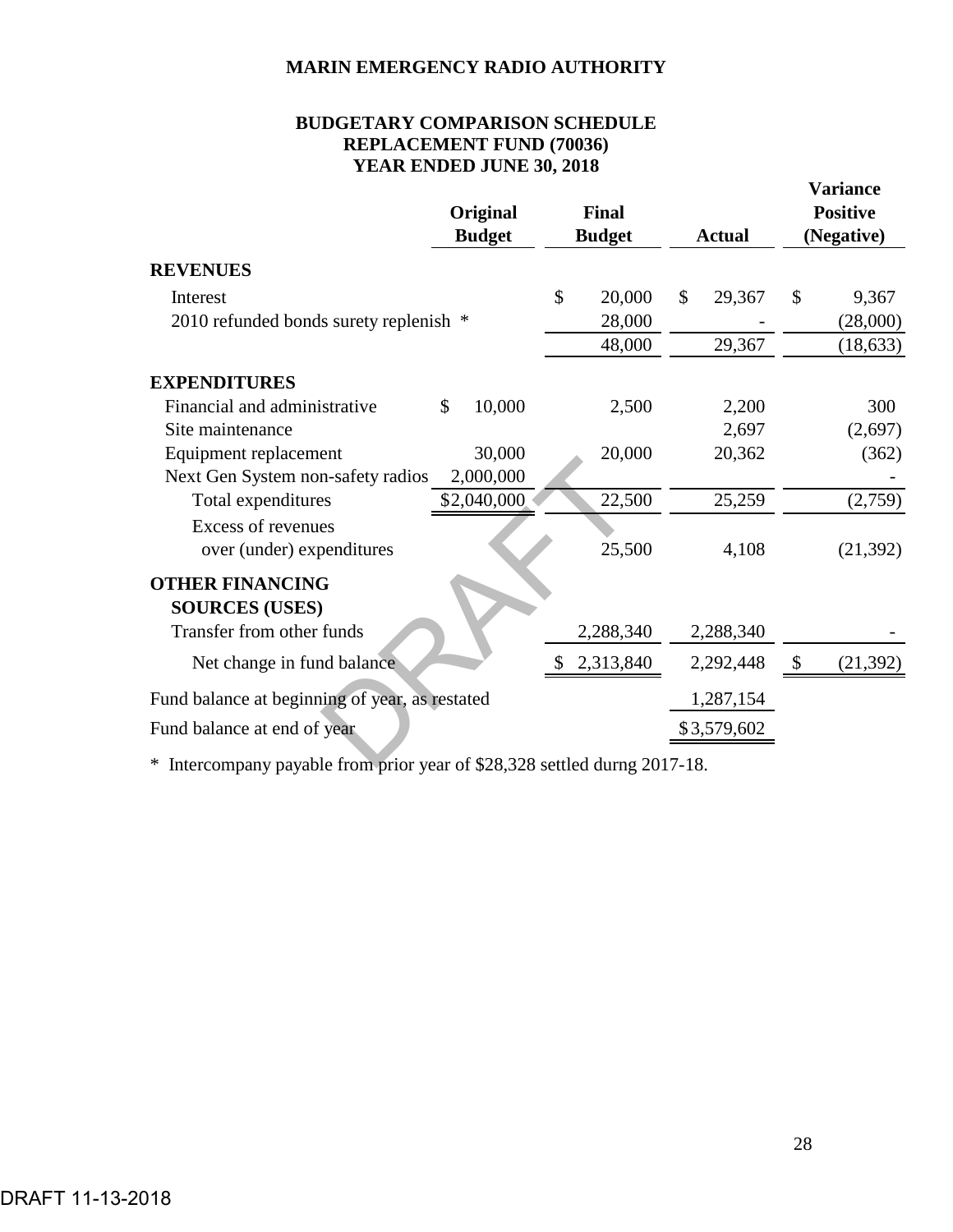# MARIN EMERGENCY RADIO AUTHORITY

## BUDGETARY COMPARISON SCHEDULE
## REPLACEMENT FUND (70036)
## YEAR ENDED JUNE 30, 2018

| | Original Budget | Final Budget | Actual | Variance Positive (Negative) |
|---|---|---|---|---|
| **REVENUES** | | | | |
| Interest | | $ 20,000 | $ 29,367 | $ 9,367 |
| 2010 refunded bonds surety replenish * | | 28,000 | - | (28,000) |
| | | 48,000 | 29,367 | (18,633) |
| **EXPENDITURES** | | | | |
| Financial and administrative | $ 10,000 | 2,500 | 2,200 | 300 |
| Site maintenance | | | 2,697 | (2,697) |
| Equipment replacement | 30,000 | 20,000 | 20,362 | (362) |
| Next Gen System non-safety radios | 2,000,000 | | | - |
| Total expenditures | $2,040,000 | 22,500 | 25,259 | (2,759) |
| Excess of revenues over (under) expenditures | | 25,500 | 4,108 | (21,392) |
| **OTHER FINANCING SOURCES (USES)** | | | | |
| Transfer from other funds | | 2,288,340 | 2,288,340 | - |
| Net change in fund balance | | $ 2,313,840 | 2,292,448 | $ (21,392) |
| Fund balance at beginning of year, as restated | | | 1,287,154 | |
| Fund balance at end of year | | | $3,579,602 | |

* Intercompany payable from prior year of $28,328 settled durng 2017-18.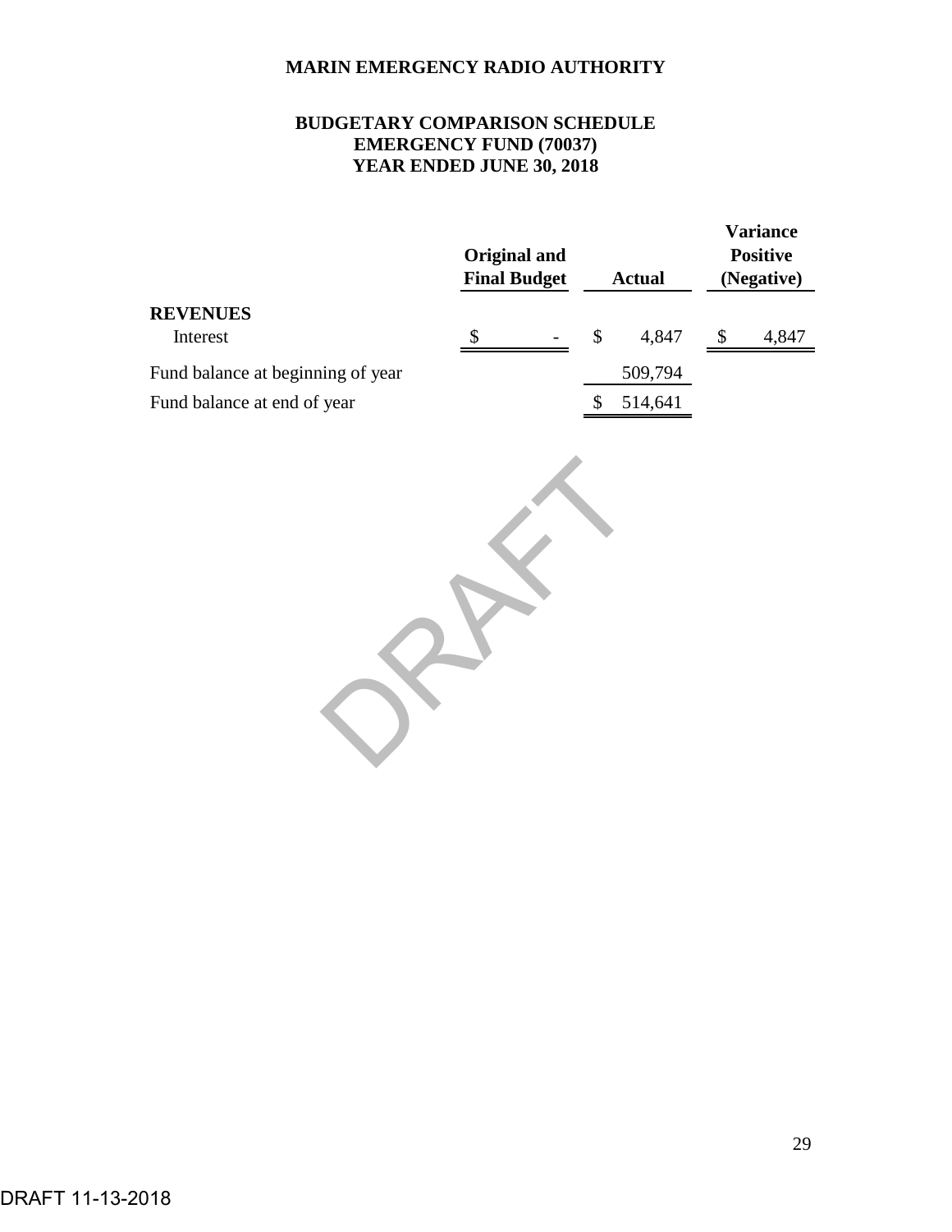**MARIN EMERGENCY RADIO AUTHORITY**

**BUDGETARY COMPARISON SCHEDULE**
**EMERGENCY FUND (70037)**
**YEAR ENDED JUNE 30, 2018**

| | Original and Final Budget | Actual | Variance Positive (Negative) |
|---|---|---|---|
| **REVENUES** | | | |
| Interest | $ - | $ 4,847 | $ 4,847 |
| Fund balance at beginning of year | | 509,794 | |
| Fund balance at end of year | | $ 514,641 | |

DRAFT

DRAFT 11-13-2018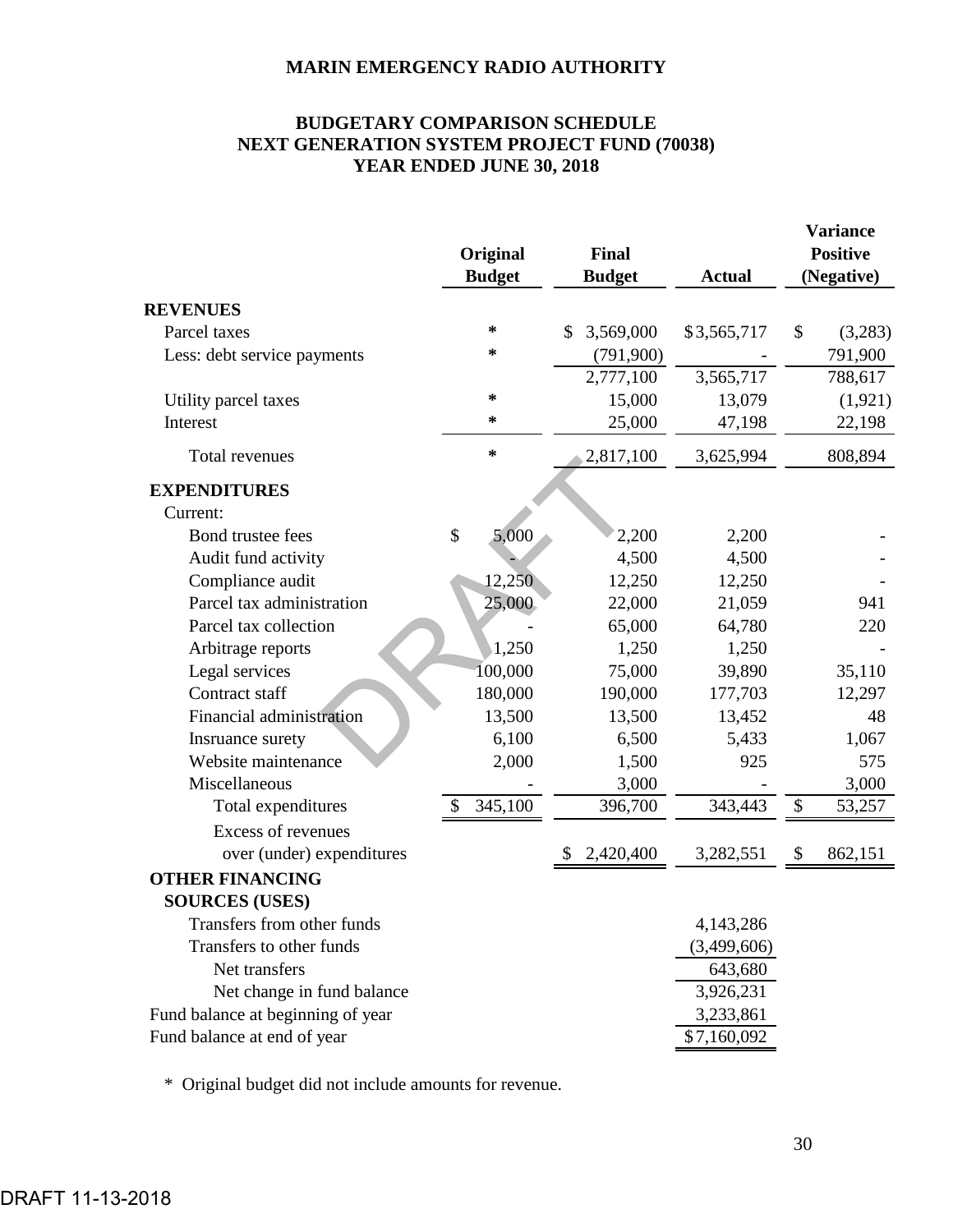# MARIN EMERGENCY RADIO AUTHORITY

## BUDGETARY COMPARISON SCHEDULE
## NEXT GENERATION SYSTEM PROJECT FUND (70038)
## YEAR ENDED JUNE 30, 2018

| | Original Budget | Final Budget | Actual | Variance Positive (Negative) |
|---|---|---|---|---|
| **REVENUES** | | | | |
| Parcel taxes | * | $ 3,569,000 | $3,565,717 | $ (3,283) |
| Less: debt service payments | * | (791,900) | - | 791,900 |
| | | 2,777,100 | 3,565,717 | 788,617 |
| Utility parcel taxes | * | 15,000 | 13,079 | (1,921) |
| Interest | * | 25,000 | 47,198 | 22,198 |
| Total revenues | * | 2,817,100 | 3,625,994 | 808,894 |
| **EXPENDITURES** | | | | |
| Current: | | | | |
| Bond trustee fees | $ 5,000 | 2,200 | 2,200 | - |
| Audit fund activity | - | 4,500 | 4,500 | - |
| Compliance audit | 12,250 | 12,250 | 12,250 | - |
| Parcel tax administration | 25,000 | 22,000 | 21,059 | 941 |
| Parcel tax collection | - | 65,000 | 64,780 | 220 |
| Arbitrage reports | 1,250 | 1,250 | 1,250 | - |
| Legal services | 100,000 | 75,000 | 39,890 | 35,110 |
| Contract staff | 180,000 | 190,000 | 177,703 | 12,297 |
| Financial administration | 13,500 | 13,500 | 13,452 | 48 |
| Insruance surety | 6,100 | 6,500 | 5,433 | 1,067 |
| Website maintenance | 2,000 | 1,500 | 925 | 575 |
| Miscellaneous | - | 3,000 | - | 3,000 |
| Total expenditures | $ 345,100 | 396,700 | 343,443 | $ 53,257 |
| Excess of revenues over (under) expenditures | | $ 2,420,400 | 3,282,551 | $ 862,151 |
| **OTHER FINANCING SOURCES (USES)** | | | | |
| Transfers from other funds | | | 4,143,286 | |
| Transfers to other funds | | | (3,499,606) | |
| Net transfers | | | 643,680 | |
| Net change in fund balance | | | 3,926,231 | |
| Fund balance at beginning of year | | | 3,233,861 | |
| Fund balance at end of year | | | $7,160,092 | |

\* Original budget did not include amounts for revenue.

DRAFT 11-13-2018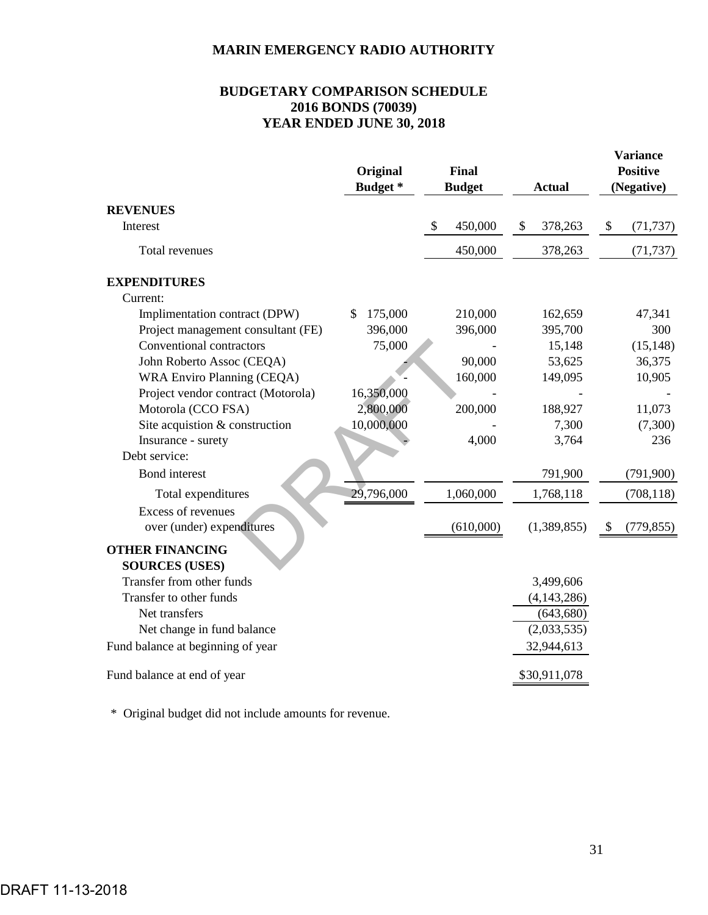# MARIN EMERGENCY RADIO AUTHORITY

## BUDGETARY COMPARISON SCHEDULE
## 2016 BONDS (70039)
## YEAR ENDED JUNE 30, 2018

| | Original Budget * | Final Budget | Actual | Variance Positive (Negative) |
|---|---|---|---|---|
| **REVENUES** | | | | |
| Interest | | $ 450,000 | $ 378,263 | $ (71,737) |
| Total revenues | | 450,000 | 378,263 | (71,737) |
| **EXPENDITURES** | | | | |
| Current: | | | | |
| Implimentation contract (DPW) | $ 175,000 | 210,000 | 162,659 | 47,341 |
| Project management consultant (FE) | 396,000 | 396,000 | 395,700 | 300 |
| Conventional contractors | 75,000 | - | 15,148 | (15,148) |
| John Roberto Assoc (CEQA) | - | 90,000 | 53,625 | 36,375 |
| WRA Enviro Planning (CEQA) | - | 160,000 | 149,095 | 10,905 |
| Project vendor contract (Motorola) | 16,350,000 | - | - | - |
| Motorola (CCO FSA) | 2,800,000 | 200,000 | 188,927 | 11,073 |
| Site acquistion & construction | 10,000,000 | - | 7,300 | (7,300) |
| Insurance - surety | - | 4,000 | 3,764 | 236 |
| Debt service: | | | | |
| Bond interest | | | 791,900 | (791,900) |
| Total expenditures | 29,796,000 | 1,060,000 | 1,768,118 | (708,118) |
| Excess of revenues over (under) expenditures | | (610,000) | (1,389,855) | $ (779,855) |
| **OTHER FINANCING SOURCES (USES)** | | | | |
| Transfer from other funds | | | 3,499,606 | |
| Transfer to other funds | | | (4,143,286) | |
| Net transfers | | | (643,680) | |
| Net change in fund balance | | | (2,033,535) | |
| Fund balance at beginning of year | | | 32,944,613 | |
| Fund balance at end of year | | | $30,911,078 | |

\* Original budget did not include amounts for revenue.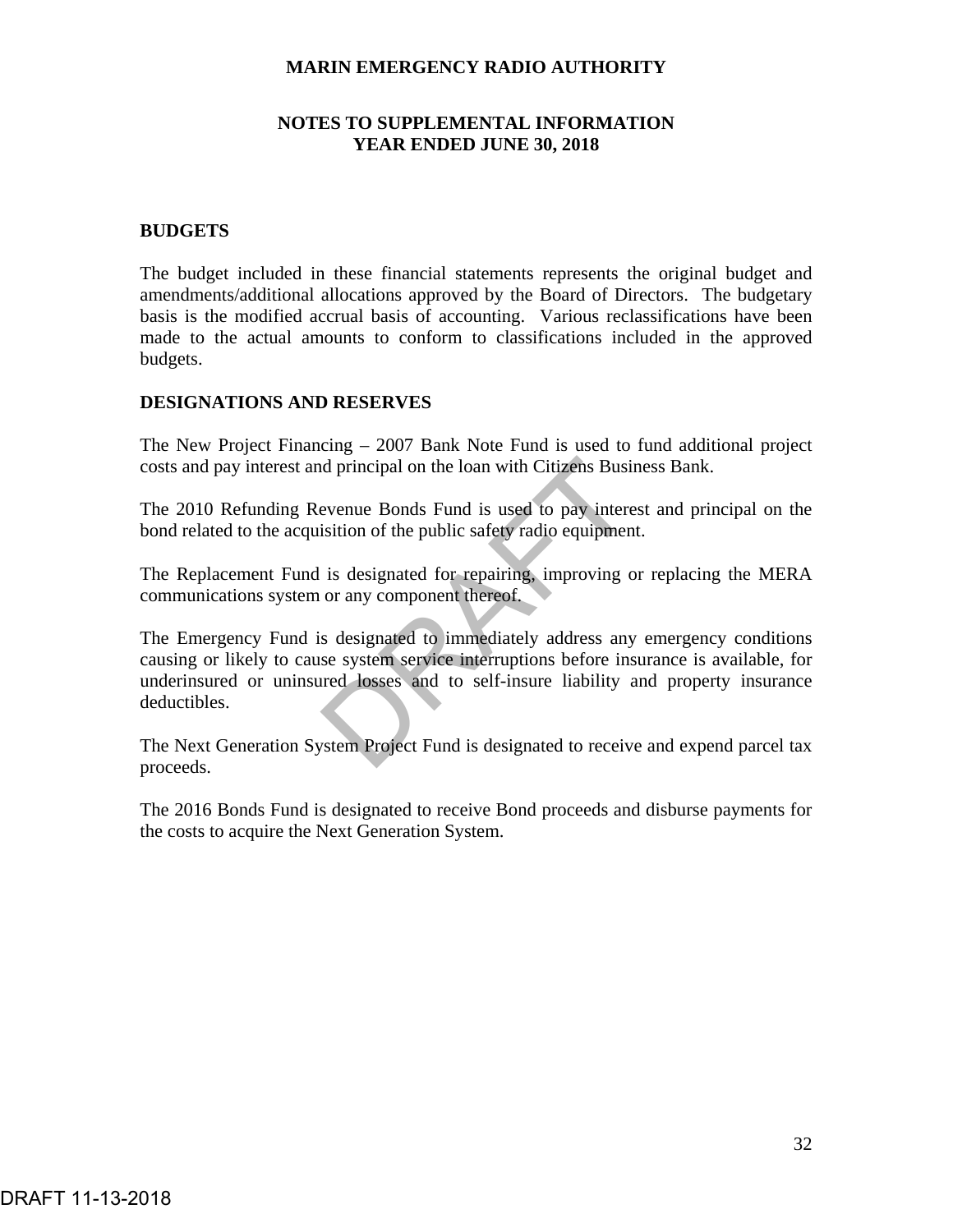# MARIN EMERGENCY RADIO AUTHORITY

## NOTES TO SUPPLEMENTAL INFORMATION
## YEAR ENDED JUNE 30, 2018

### BUDGETS

The budget included in these financial statements represents the original budget and amendments/additional allocations approved by the Board of Directors. The budgetary basis is the modified accrual basis of accounting. Various reclassifications have been made to the actual amounts to conform to classifications included in the approved budgets.

### DESIGNATIONS AND RESERVES

The New Project Financing – 2007 Bank Note Fund is used to fund additional project costs and pay interest and principal on the loan with Citizens Business Bank.

The 2010 Refunding Revenue Bonds Fund is used to pay interest and principal on the bond related to the acquisition of the public safety radio equipment.

The Replacement Fund is designated for repairing, improving or replacing the MERA communications system or any component thereof.

The Emergency Fund is designated to immediately address any emergency conditions causing or likely to cause system service interruptions before insurance is available, for underinsured or uninsured losses and to self-insure liability and property insurance deductibles.

The Next Generation System Project Fund is designated to receive and expend parcel tax proceeds.

The 2016 Bonds Fund is designated to receive Bond proceeds and disburse payments for the costs to acquire the Next Generation System.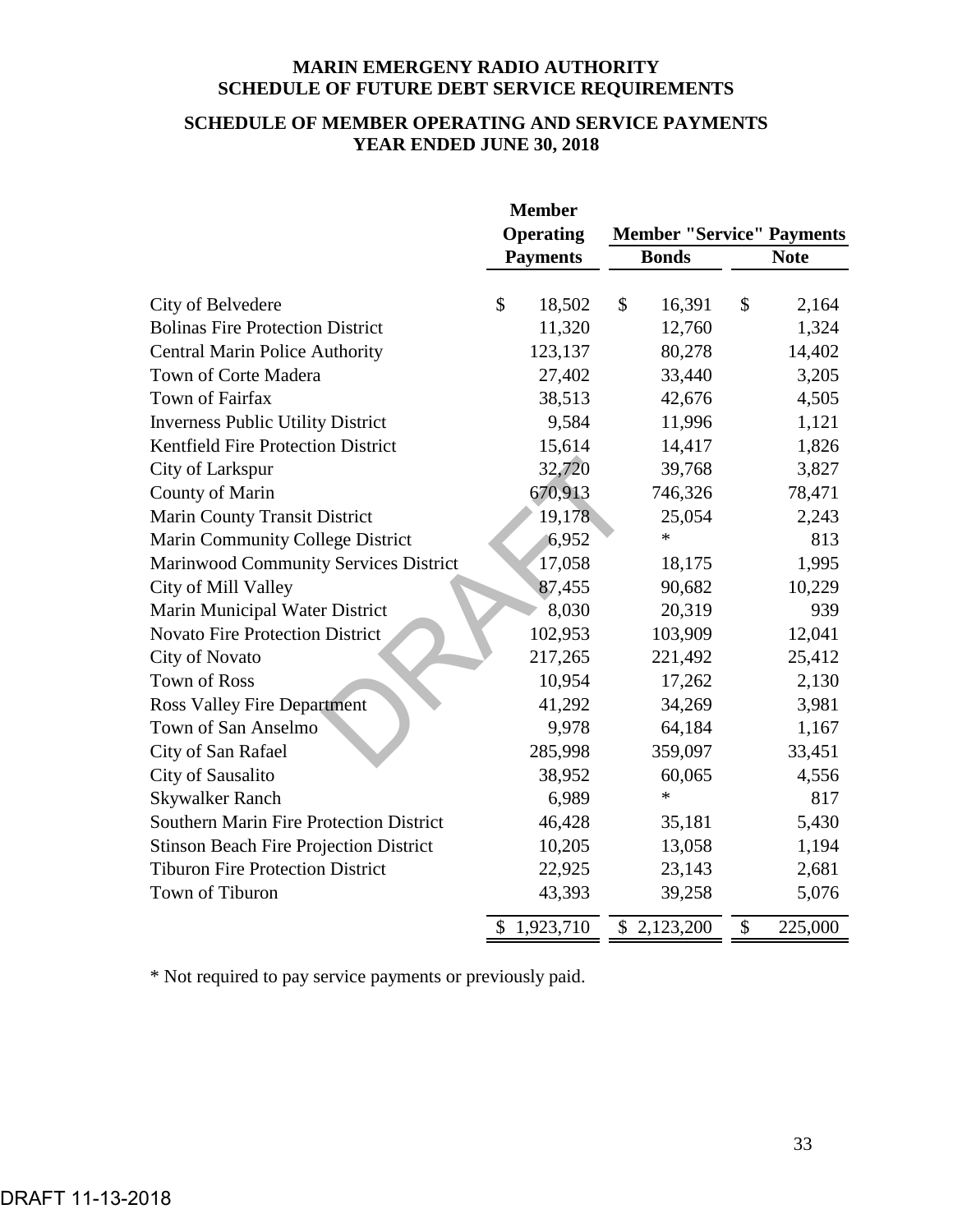# MARIN EMERGENY RADIO AUTHORITY
# SCHEDULE OF FUTURE DEBT SERVICE REQUIREMENTS

## SCHEDULE OF MEMBER OPERATING AND SERVICE PAYMENTS
## YEAR ENDED JUNE 30, 2018

| | Member Operating Payments | Member "Service" Payments | |
|---|---|---|---|
| | | Bonds | Note |
| City of Belvedere | $ 18,502 | $ 16,391 | $ 2,164 |
| Bolinas Fire Protection District | 11,320 | 12,760 | 1,324 |
| Central Marin Police Authority | 123,137 | 80,278 | 14,402 |
| Town of Corte Madera | 27,402 | 33,440 | 3,205 |
| Town of Fairfax | 38,513 | 42,676 | 4,505 |
| Inverness Public Utility District | 9,584 | 11,996 | 1,121 |
| Kentfield Fire Protection District | 15,614 | 14,417 | 1,826 |
| City of Larkspur | 32,720 | 39,768 | 3,827 |
| County of Marin | 670,913 | 746,326 | 78,471 |
| Marin County Transit District | 19,178 | 25,054 | 2,243 |
| Marin Community College District | 6,952 | * | 813 |
| Marinwood Community Services District | 17,058 | 18,175 | 1,995 |
| City of Mill Valley | 87,455 | 90,682 | 10,229 |
| Marin Municipal Water District | 8,030 | 20,319 | 939 |
| Novato Fire Protection District | 102,953 | 103,909 | 12,041 |
| City of Novato | 217,265 | 221,492 | 25,412 |
| Town of Ross | 10,954 | 17,262 | 2,130 |
| Ross Valley Fire Department | 41,292 | 34,269 | 3,981 |
| Town of San Anselmo | 9,978 | 64,184 | 1,167 |
| City of San Rafael | 285,998 | 359,097 | 33,451 |
| City of Sausalito | 38,952 | 60,065 | 4,556 |
| Skywalker Ranch | 6,989 | * | 817 |
| Southern Marin Fire Protection District | 46,428 | 35,181 | 5,430 |
| Stinson Beach Fire Projection District | 10,205 | 13,058 | 1,194 |
| Tiburon Fire Protection District | 22,925 | 23,143 | 2,681 |
| Town of Tiburon | 43,393 | 39,258 | 5,076 |
| | $ 1,923,710 | $ 2,123,200 | $ 225,000 |

\* Not required to pay service payments or previously paid.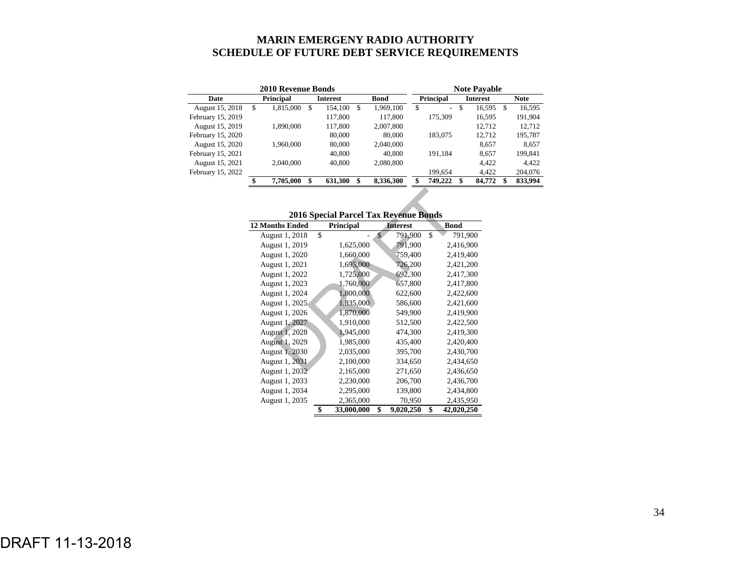# MARIN EMERGENY RADIO AUTHORITY
## SCHEDULE OF FUTURE DEBT SERVICE REQUIREMENTS

| | 2010 Revenue Bonds | | | Note Payable | | |
|---|---|---|---|---|---|---|
| Date | Principal | Interest | Bond | Principal | Interest | Note |
| August 15, 2018 | $ 1,815,000 | $ 154,100 | $ 1,969,100 | $ - | $ 16,595 | $ 16,595 |
| February 15, 2019 | | 117,800 | 117,800 | 175,309 | 16,595 | 191,904 |
| August 15, 2019 | 1,890,000 | 117,800 | 2,007,800 | | 12,712 | 12,712 |
| February 15, 2020 | | 80,000 | 80,000 | 183,075 | 12,712 | 195,787 |
| August 15, 2020 | 1,960,000 | 80,000 | 2,040,000 | | 8,657 | 8,657 |
| February 15, 2021 | | 40,800 | 40,800 | 191,184 | 8,657 | 199,841 |
| August 15, 2021 | 2,040,000 | 40,800 | 2,080,800 | | 4,422 | 4,422 |
| February 15, 2022 | | | | 199,654 | 4,422 | 204,076 |
| | **$ 7,705,000** | **$ 631,300** | **$ 8,336,300** | **$ 749,222** | **$ 84,772** | **$ 833,994** |

| | 2016 Special Parcel Tax Revenue Bonds | | |
|---|---|---|---|
| 12 Months Ended | Principal | Interest | Bond |
| August 1, 2018 | $ - | $ 791,900 | $ 791,900 |
| August 1, 2019 | 1,625,000 | 791,900 | 2,416,900 |
| August 1, 2020 | 1,660,000 | 759,400 | 2,419,400 |
| August 1, 2021 | 1,695,000 | 726,200 | 2,421,200 |
| August 1, 2022 | 1,725,000 | 692,300 | 2,417,300 |
| August 1, 2023 | 1,760,000 | 657,800 | 2,417,800 |
| August 1, 2024 | 1,800,000 | 622,600 | 2,422,600 |
| August 1, 2025 | 1,835,000 | 586,600 | 2,421,600 |
| August 1, 2026 | 1,870,000 | 549,900 | 2,419,900 |
| August 1, 2027 | 1,910,000 | 512,500 | 2,422,500 |
| August 1, 2028 | 1,945,000 | 474,300 | 2,419,300 |
| August 1, 2029 | 1,985,000 | 435,400 | 2,420,400 |
| August 1, 2030 | 2,035,000 | 395,700 | 2,430,700 |
| August 1, 2031 | 2,100,000 | 334,650 | 2,434,650 |
| August 1, 2032 | 2,165,000 | 271,650 | 2,436,650 |
| August 1, 2033 | 2,230,000 | 206,700 | 2,436,700 |
| August 1, 2034 | 2,295,000 | 139,800 | 2,434,800 |
| August 1, 2035 | 2,365,000 | 70,950 | 2,435,950 |
| | **$ 33,000,000** | **$ 9,020,250** | **$ 42,020,250** |

DRAFT

DRAFT 11-13-2018